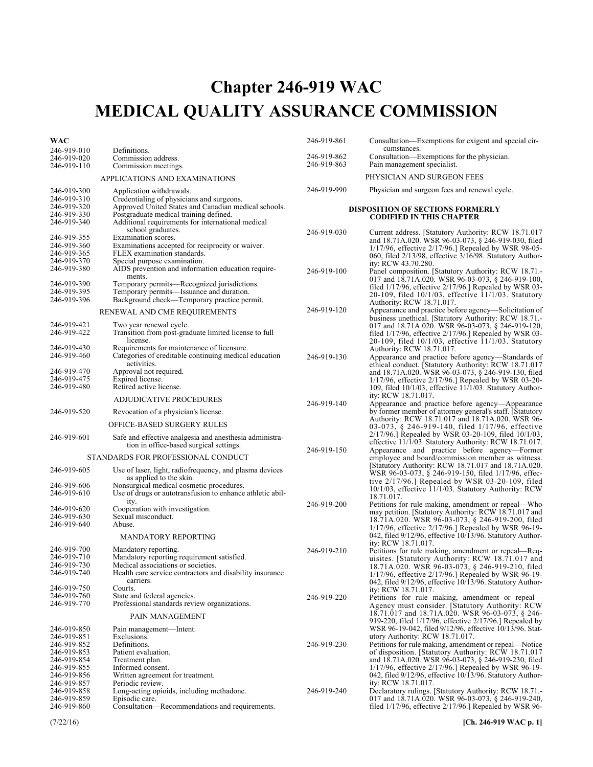# Chapter 246-919 WAC

# MEDICAL QUALITY ASSURANCE COMMISSION

**WAC**

| | |
|---|---|
| 246-919-010 | Definitions. |
| 246-919-020 | Commission address. |
| 246-919-110 | Commission meetings. |

APPLICATIONS AND EXAMINATIONS

| | |
|---|---|
| 246-919-300 | Application withdrawals. |
| 246-919-310 | Credentialing of physicians and surgeons. |
| 246-919-320 | Approved United States and Canadian medical schools. |
| 246-919-330 | Postgraduate medical training defined. |
| 246-919-340 | Additional requirements for international medical school graduates. |
| 246-919-355 | Examination scores. |
| 246-919-360 | Examinations accepted for reciprocity or waiver. |
| 246-919-365 | FLEX examination standards. |
| 246-919-370 | Special purpose examination. |
| 246-919-380 | AIDS prevention and information education requirements. |
| 246-919-390 | Temporary permits—Recognized jurisdictions. |
| 246-919-395 | Temporary permits—Issuance and duration. |
| 246-919-396 | Background check—Temporary practice permit. |

RENEWAL AND CME REQUIREMENTS

| | |
|---|---|
| 246-919-421 | Two year renewal cycle. |
| 246-919-422 | Transition from post-graduate limited license to full license. |
| 246-919-430 | Requirements for maintenance of licensure. |
| 246-919-460 | Categories of creditable continuing medical education activities. |
| 246-919-470 | Approval not required. |
| 246-919-475 | Expired license. |
| 246-919-480 | Retired active license. |

ADJUDICATIVE PROCEDURES

| | |
|---|---|
| 246-919-520 | Revocation of a physician's license. |

OFFICE-BASED SURGERY RULES

| | |
|---|---|
| 246-919-601 | Safe and effective analgesia and anesthesia administration in office-based surgical settings. |

STANDARDS FOR PROFESSIONAL CONDUCT

| | |
|---|---|
| 246-919-605 | Use of laser, light, radiofrequency, and plasma devices as applied to the skin. |
| 246-919-606 | Nonsurgical medical cosmetic procedures. |
| 246-919-610 | Use of drugs or autotransfusion to enhance athletic ability. |
| 246-919-620 | Cooperation with investigation. |
| 246-919-630 | Sexual misconduct. |
| 246-919-640 | Abuse. |

MANDATORY REPORTING

| | |
|---|---|
| 246-919-700 | Mandatory reporting. |
| 246-919-710 | Mandatory reporting requirement satisfied. |
| 246-919-730 | Medical associations or societies. |
| 246-919-740 | Health care service contractors and disability insurance carriers. |
| 246-919-750 | Courts. |
| 246-919-760 | State and federal agencies. |
| 246-919-770 | Professional standards review organizations. |

PAIN MANAGEMENT

| | |
|---|---|
| 246-919-850 | Pain management—Intent. |
| 246-919-851 | Exclusions. |
| 246-919-852 | Definitions. |
| 246-919-853 | Patient evaluation. |
| 246-919-854 | Treatment plan. |
| 246-919-855 | Informed consent. |
| 246-919-856 | Written agreement for treatment. |
| 246-919-857 | Periodic review. |
| 246-919-858 | Long-acting opioids, including methadone. |
| 246-919-859 | Episodic care. |
| 246-919-860 | Consultation—Recommendations and requirements. |
| 246-919-861 | Consultation—Exemptions for exigent and special circumstances. |
| 246-919-862 | Consultation—Exemptions for the physician. |
| 246-919-863 | Pain management specialist. |

PHYSICIAN AND SURGEON FEES

| | |
|---|---|
| 246-919-990 | Physician and surgeon fees and renewal cycle. |

**DISPOSITION OF SECTIONS FORMERLY CODIFIED IN THIS CHAPTER**

| | |
|---|---|
| 246-919-030 | Current address. [Statutory Authority: RCW 18.71.017 and 18.71A.020. WSR 96-03-073, § 246-919-030, filed 1/17/96, effective 2/17/96.] Repealed by WSR 98-05-060, filed 2/13/98, effective 3/16/98. Statutory Authority: RCW 43.70.280. |
| 246-919-100 | Panel composition. [Statutory Authority: RCW 18.71.017 and 18.71A.020. WSR 96-03-073, § 246-919-100, filed 1/17/96, effective 2/17/96.] Repealed by WSR 03-20-109, filed 10/1/03, effective 11/1/03. Statutory Authority: RCW 18.71.017. |
| 246-919-120 | Appearance and practice before agency—Solicitation of business unethical. [Statutory Authority: RCW 18.71.017 and 18.71A.020. WSR 96-03-073, § 246-919-120, filed 1/17/96, effective 2/17/96.] Repealed by WSR 03-20-109, filed 10/1/03, effective 11/1/03. Statutory Authority: RCW 18.71.017. |
| 246-919-130 | Appearance and practice before agency—Standards of ethical conduct. [Statutory Authority: RCW 18.71.017 and 18.71A.020. WSR 96-03-073, § 246-919-130, filed 1/17/96, effective 2/17/96.] Repealed by WSR 03-20-109, filed 10/1/03, effective 11/1/03. Statutory Authority: RCW 18.71.017. |
| 246-919-140 | Appearance and practice before agency—Appearance by former member of attorney general's staff. [Statutory Authority: RCW 18.71.017 and 18.71A.020. WSR 96-03-073, § 246-919-140, filed 1/17/96, effective 2/17/96.] Repealed by WSR 03-20-109, filed 10/1/03, effective 11/1/03. Statutory Authority: RCW 18.71.017. |
| 246-919-150 | Appearance and practice before agency—Former employee and board/commission member as witness. [Statutory Authority: RCW 18.71.017 and 18.71A.020. WSR 96-03-073, § 246-919-150, filed 1/17/96, effective 2/17/96.] Repealed by WSR 03-20-109, filed 10/1/03, effective 11/1/03. Statutory Authority: RCW 18.71.017. |
| 246-919-200 | Petitions for rule making, amendment or repeal—Who may petition. [Statutory Authority: RCW 18.71.017 and 18.71A.020. WSR 96-03-073, § 246-919-200, filed 1/17/96, effective 2/17/96.] Repealed by WSR 96-19-042, filed 9/12/96, effective 10/13/96. Statutory Authority: RCW 18.71.017. |
| 246-919-210 | Petitions for rule making, amendment or repeal—Requisites. [Statutory Authority: RCW 18.71.017 and 18.71A.020. WSR 96-03-073, § 246-919-210, filed 1/17/96, effective 2/17/96.] Repealed by WSR 96-19-042, filed 9/12/96, effective 10/13/96. Statutory Authority: RCW 18.71.017. |
| 246-919-220 | Petitions for rule making, amendment or repeal—Agency must consider. [Statutory Authority: RCW 18.71.017 and 18.71A.020. WSR 96-03-073, § 246-919-220, filed 1/17/96, effective 2/17/96.] Repealed by WSR 96-19-042, filed 9/12/96, effective 10/13/96. Statutory Authority: RCW 18.71.017. |
| 246-919-230 | Petitions for rule making, amendment or repeal—Notice of disposition. [Statutory Authority: RCW 18.71.017 and 18.71A.020. WSR 96-03-073, § 246-919-230, filed 1/17/96, effective 2/17/96.] Repealed by WSR 96-19-042, filed 9/12/96, effective 10/13/96. Statutory Authority: RCW 18.71.017. |
| 246-919-240 | Declaratory rulings. [Statutory Authority: RCW 18.71.017 and 18.71A.020. WSR 96-03-073, § 246-919-240, filed 1/17/96, effective 2/17/96.] Repealed by WSR 96- |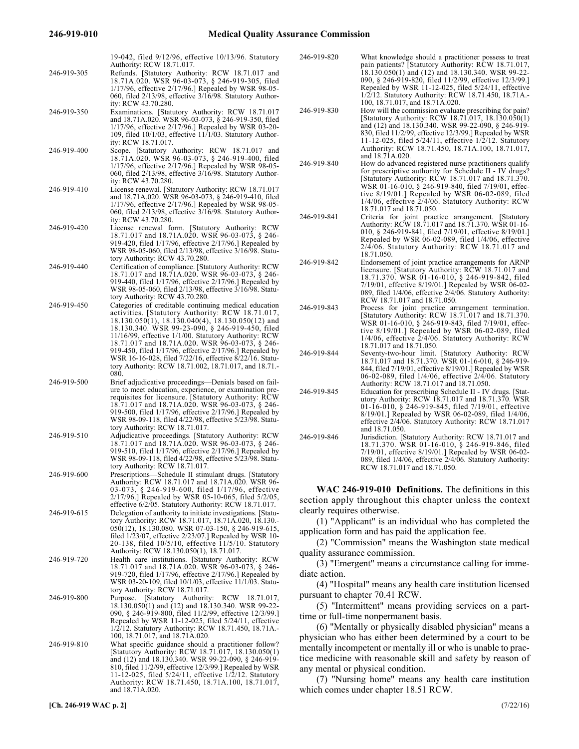19-042, filed 9/12/96, effective 10/13/96. Statutory Authority: RCW 18.71.017.

| | |
|---|---|
| 246-919-305 | Refunds. [Statutory Authority: RCW 18.71.017 and 18.71A.020. WSR 96-03-073, § 246-919-305, filed 1/17/96, effective 2/17/96.] Repealed by WSR 98-05-060, filed 2/13/98, effective 3/16/98. Statutory Authority: RCW 43.70.280. |
| 246-919-350 | Examinations. [Statutory Authority: RCW 18.71.017 and 18.71A.020. WSR 96-03-073, § 246-919-350, filed 1/17/96, effective 2/17/96.] Repealed by WSR 03-20-109, filed 10/1/03, effective 11/1/03. Statutory Authority: RCW 18.71.017. |
| 246-919-400 | Scope. [Statutory Authority: RCW 18.71.017 and 18.71A.020. WSR 96-03-073, § 246-919-400, filed 1/17/96, effective 2/17/96.] Repealed by WSR 98-05-060, filed 2/13/98, effective 3/16/98. Statutory Authority: RCW 43.70.280. |
| 246-919-410 | License renewal. [Statutory Authority: RCW 18.71.017 and 18.71A.020. WSR 96-03-073, § 246-919-410, filed 1/17/96, effective 2/17/96.] Repealed by WSR 98-05-060, filed 2/13/98, effective 3/16/98. Statutory Authority: RCW 43.70.280. |
| 246-919-420 | License renewal form. [Statutory Authority: RCW 18.71.017 and 18.71A.020. WSR 96-03-073, § 246-919-420, filed 1/17/96, effective 2/17/96.] Repealed by WSR 98-05-060, filed 2/13/98, effective 3/16/98. Statutory Authority: RCW 43.70.280. |
| 246-919-440 | Certification of compliance. [Statutory Authority: RCW 18.71.017 and 18.71A.020. WSR 96-03-073, § 246-919-440, filed 1/17/96, effective 2/17/96.] Repealed by WSR 98-05-060, filed 2/13/98, effective 3/16/98. Statutory Authority: RCW 43.70.280. |
| 246-919-450 | Categories of creditable continuing medical education activities. [Statutory Authority: RCW 18.71.017, 18.130.050(1), 18.130.040(4), 18.130.050(12) and 18.130.340. WSR 99-23-090, § 246-919-450, filed 11/16/99, effective 1/1/00. Statutory Authority: RCW 18.71.017 and 18.71A.020. WSR 96-03-073, § 246-919-450, filed 1/17/96, effective 2/17/96.] Repealed by WSR 16-16-028, filed 7/22/16, effective 8/22/16. Statutory Authority: RCW 18.71.002, 18.71.017, and 18.71.080. |
| 246-919-500 | Brief adjudicative proceedings—Denials based on failure to meet education, experience, or examination prerequisites for licensure. [Statutory Authority: RCW 18.71.017 and 18.71A.020. WSR 96-03-073, § 246-919-500, filed 1/17/96, effective 2/17/96.] Repealed by WSR 98-09-118, filed 4/22/98, effective 5/23/98. Statutory Authority: RCW 18.71.017. |
| 246-919-510 | Adjudicative proceedings. [Statutory Authority: RCW 18.71.017 and 18.71A.020. WSR 96-03-073, § 246-919-510, filed 1/17/96, effective 2/17/96.] Repealed by WSR 98-09-118, filed 4/22/98, effective 5/23/98. Statutory Authority: RCW 18.71.017. |
| 246-919-600 | Prescriptions—Schedule II stimulant drugs. [Statutory Authority: RCW 18.71.017 and 18.71A.020. WSR 96-03-073, § 246-919-600, filed 1/17/96, effective 2/17/96.] Repealed by WSR 05-10-065, filed 5/2/05, effective 6/2/05. Statutory Authority: RCW 18.71.017. |
| 246-919-615 | Delegation of authority to initiate investigations. [Statutory Authority: RCW 18.71.017, 18.71A.020, 18.130.050(12), 18.130.080. WSR 07-03-150, § 246-919-615, filed 1/23/07, effective 2/23/07.] Repealed by WSR 10-20-138, filed 10/5/10, effective 11/5/10. Statutory Authority: RCW 18.130.050(1), 18.71.017. |
| 246-919-720 | Health care institutions. [Statutory Authority: RCW 18.71.017 and 18.71A.020. WSR 96-03-073, § 246-919-720, filed 1/17/96, effective 2/17/96.] Repealed by WSR 03-20-109, filed 10/1/03, effective 11/1/03. Statutory Authority: RCW 18.71.017. |
| 246-919-800 | Purpose. [Statutory Authority: RCW 18.71.017, 18.130.050(1) and (12) and 18.130.340. WSR 99-22-090, § 246-919-800, filed 11/2/99, effective 12/3/99.] Repealed by WSR 11-12-025, filed 5/24/11, effective 1/2/12. Statutory Authority: RCW 18.71.450, 18.71A.100, 18.71.017, and 18.71A.020. |
| 246-919-810 | What specific guidance should a practitioner follow? [Statutory Authority: RCW 18.71.017, 18.130.050(1) and (12) and 18.130.340. WSR 99-22-090, § 246-919-810, filed 11/2/99, effective 12/3/99.] Repealed by WSR 11-12-025, filed 5/24/11, effective 1/2/12. Statutory Authority: RCW 18.71.450, 18.71A.100, 18.71.017, and 18.71A.020. |
| 246-919-820 | What knowledge should a practitioner possess to treat pain patients? [Statutory Authority: RCW 18.71.017, 18.130.050(1) and (12) and 18.130.340. WSR 99-22-090, § 246-919-820, filed 11/2/99, effective 12/3/99.] Repealed by WSR 11-12-025, filed 5/24/11, effective 1/2/12. Statutory Authority: RCW 18.71.450, 18.71A.100, 18.71.017, and 18.71A.020. |
| 246-919-830 | How will the commission evaluate prescribing for pain? [Statutory Authority: RCW 18.71.017, 18.130.050(1) and (12) and 18.130.340. WSR 99-22-090, § 246-919-830, filed 11/2/99, effective 12/3/99.] Repealed by WSR 11-12-025, filed 5/24/11, effective 1/2/12. Statutory Authority: RCW 18.71.450, 18.71A.100, 18.71.017, and 18.71A.020. |
| 246-919-840 | How do advanced registered nurse practitioners qualify for prescriptive authority for Schedule II - IV drugs? [Statutory Authority: RCW 18.71.017 and 18.71.370. WSR 01-16-010, § 246-919-840, filed 7/19/01, effective 8/19/01.] Repealed by WSR 06-02-089, filed 1/4/06, effective 2/4/06. Statutory Authority: RCW 18.71.017 and 18.71.050. |
| 246-919-841 | Criteria for joint practice arrangement. [Statutory Authority: RCW 18.71.017 and 18.71.370. WSR 01-16-010, § 246-919-841, filed 7/19/01, effective 8/19/01.] Repealed by WSR 06-02-089, filed 1/4/06, effective 2/4/06. Statutory Authority: RCW 18.71.017 and 18.71.050. |
| 246-919-842 | Endorsement of joint practice arrangements for ARNP licensure. [Statutory Authority: RCW 18.71.017 and 18.71.370. WSR 01-16-010, § 246-919-842, filed 7/19/01, effective 8/19/01.] Repealed by WSR 06-02-089, filed 1/4/06, effective 2/4/06. Statutory Authority: RCW 18.71.017 and 18.71.050. |
| 246-919-843 | Process for joint practice arrangement termination. [Statutory Authority: RCW 18.71.017 and 18.71.370. WSR 01-16-010, § 246-919-843, filed 7/19/01, effective 8/19/01.] Repealed by WSR 06-02-089, filed 1/4/06, effective 2/4/06. Statutory Authority: RCW 18.71.017 and 18.71.050. |
| 246-919-844 | Seventy-two-hour limit. [Statutory Authority: RCW 18.71.017 and 18.71.370. WSR 01-16-010, § 246-919-844, filed 7/19/01, effective 8/19/01.] Repealed by WSR 06-02-089, filed 1/4/06, effective 2/4/06. Statutory Authority: RCW 18.71.017 and 18.71.050. |
| 246-919-845 | Education for prescribing Schedule II - IV drugs. [Statutory Authority: RCW 18.71.017 and 18.71.370. WSR 01-16-010, § 246-919-845, filed 7/19/01, effective 8/19/01.] Repealed by WSR 06-02-089, filed 1/4/06, effective 2/4/06. Statutory Authority: RCW 18.71.017 and 18.71.050. |
| 246-919-846 | Jurisdiction. [Statutory Authority: RCW 18.71.017 and 18.71.370. WSR 01-16-010, § 246-919-846, filed 7/19/01, effective 8/19/01.] Repealed by WSR 06-02-089, filed 1/4/06, effective 2/4/06. Statutory Authority: RCW 18.71.017 and 18.71.050. |

**WAC 246-919-010 Definitions.** The definitions in this section apply throughout this chapter unless the context clearly requires otherwise.

(1) "Applicant" is an individual who has completed the application form and has paid the application fee.

(2) "Commission" means the Washington state medical quality assurance commission.

(3) "Emergent" means a circumstance calling for immediate action.

(4) "Hospital" means any health care institution licensed pursuant to chapter 70.41 RCW.

(5) "Intermittent" means providing services on a part-time or full-time nonpermanent basis.

(6) "Mentally or physically disabled physician" means a physician who has either been determined by a court to be mentally incompetent or mentally ill or who is unable to practice medicine with reasonable skill and safety by reason of any mental or physical condition.

(7) "Nursing home" means any health care institution which comes under chapter 18.51 RCW.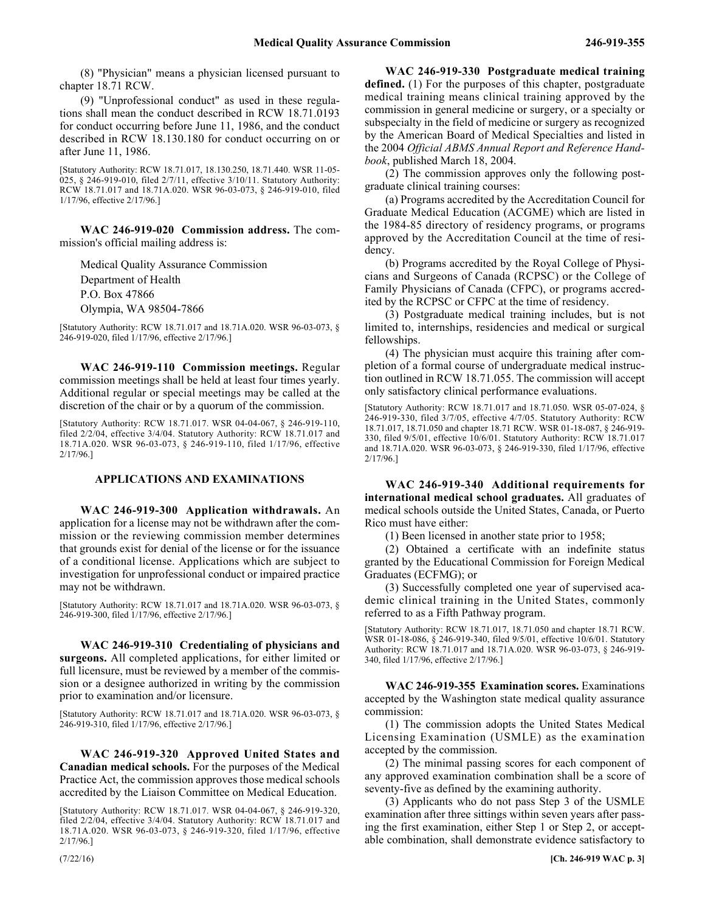(8) "Physician" means a physician licensed pursuant to chapter 18.71 RCW.

(9) "Unprofessional conduct" as used in these regulations shall mean the conduct described in RCW 18.71.0193 for conduct occurring before June 11, 1986, and the conduct described in RCW 18.130.180 for conduct occurring on or after June 11, 1986.

[Statutory Authority: RCW 18.71.017, 18.130.250, 18.71.440. WSR 11-05-025, § 246-919-010, filed 2/7/11, effective 3/10/11. Statutory Authority: RCW 18.71.017 and 18.71A.020. WSR 96-03-073, § 246-919-010, filed 1/17/96, effective 2/17/96.]

**WAC 246-919-020 Commission address.** The commission's official mailing address is:

Medical Quality Assurance Commission
Department of Health
P.O. Box 47866
Olympia, WA 98504-7866

[Statutory Authority: RCW 18.71.017 and 18.71A.020. WSR 96-03-073, § 246-919-020, filed 1/17/96, effective 2/17/96.]

**WAC 246-919-110 Commission meetings.** Regular commission meetings shall be held at least four times yearly. Additional regular or special meetings may be called at the discretion of the chair or by a quorum of the commission.

[Statutory Authority: RCW 18.71.017. WSR 04-04-067, § 246-919-110, filed 2/2/04, effective 3/4/04. Statutory Authority: RCW 18.71.017 and 18.71A.020. WSR 96-03-073, § 246-919-110, filed 1/17/96, effective 2/17/96.]

## APPLICATIONS AND EXAMINATIONS

**WAC 246-919-300 Application withdrawals.** An application for a license may not be withdrawn after the commission or the reviewing commission member determines that grounds exist for denial of the license or for the issuance of a conditional license. Applications which are subject to investigation for unprofessional conduct or impaired practice may not be withdrawn.

[Statutory Authority: RCW 18.71.017 and 18.71A.020. WSR 96-03-073, § 246-919-300, filed 1/17/96, effective 2/17/96.]

**WAC 246-919-310 Credentialing of physicians and surgeons.** All completed applications, for either limited or full licensure, must be reviewed by a member of the commission or a designee authorized in writing by the commission prior to examination and/or licensure.

[Statutory Authority: RCW 18.71.017 and 18.71A.020. WSR 96-03-073, § 246-919-310, filed 1/17/96, effective 2/17/96.]

**WAC 246-919-320 Approved United States and Canadian medical schools.** For the purposes of the Medical Practice Act, the commission approves those medical schools accredited by the Liaison Committee on Medical Education.

[Statutory Authority: RCW 18.71.017. WSR 04-04-067, § 246-919-320, filed 2/2/04, effective 3/4/04. Statutory Authority: RCW 18.71.017 and 18.71A.020. WSR 96-03-073, § 246-919-320, filed 1/17/96, effective 2/17/96.]

**WAC 246-919-330 Postgraduate medical training defined.** (1) For the purposes of this chapter, postgraduate medical training means clinical training approved by the commission in general medicine or surgery, or a specialty or subspecialty in the field of medicine or surgery as recognized by the American Board of Medical Specialties and listed in the 2004 *Official ABMS Annual Report and Reference Handbook*, published March 18, 2004.

(2) The commission approves only the following postgraduate clinical training courses:

(a) Programs accredited by the Accreditation Council for Graduate Medical Education (ACGME) which are listed in the 1984-85 directory of residency programs, or programs approved by the Accreditation Council at the time of residency.

(b) Programs accredited by the Royal College of Physicians and Surgeons of Canada (RCPSC) or the College of Family Physicians of Canada (CFPC), or programs accredited by the RCPSC or CFPC at the time of residency.

(3) Postgraduate medical training includes, but is not limited to, internships, residencies and medical or surgical fellowships.

(4) The physician must acquire this training after completion of a formal course of undergraduate medical instruction outlined in RCW 18.71.055. The commission will accept only satisfactory clinical performance evaluations.

[Statutory Authority: RCW 18.71.017 and 18.71.050. WSR 05-07-024, § 246-919-330, filed 3/7/05, effective 4/7/05. Statutory Authority: RCW 18.71.017, 18.71.050 and chapter 18.71 RCW. WSR 01-18-087, § 246-919-330, filed 9/5/01, effective 10/6/01. Statutory Authority: RCW 18.71.017 and 18.71A.020. WSR 96-03-073, § 246-919-330, filed 1/17/96, effective 2/17/96.]

**WAC 246-919-340 Additional requirements for international medical school graduates.** All graduates of medical schools outside the United States, Canada, or Puerto Rico must have either:

(1) Been licensed in another state prior to 1958;

(2) Obtained a certificate with an indefinite status granted by the Educational Commission for Foreign Medical Graduates (ECFMG); or

(3) Successfully completed one year of supervised academic clinical training in the United States, commonly referred to as a Fifth Pathway program.

[Statutory Authority: RCW 18.71.017, 18.71.050 and chapter 18.71 RCW. WSR 01-18-086, § 246-919-340, filed 9/5/01, effective 10/6/01. Statutory Authority: RCW 18.71.017 and 18.71A.020. WSR 96-03-073, § 246-919-340, filed 1/17/96, effective 2/17/96.]

**WAC 246-919-355 Examination scores.** Examinations accepted by the Washington state medical quality assurance commission:

(1) The commission adopts the United States Medical Licensing Examination (USMLE) as the examination accepted by the commission.

(2) The minimal passing scores for each component of any approved examination combination shall be a score of seventy-five as defined by the examining authority.

(3) Applicants who do not pass Step 3 of the USMLE examination after three sittings within seven years after passing the first examination, either Step 1 or Step 2, or acceptable combination, shall demonstrate evidence satisfactory to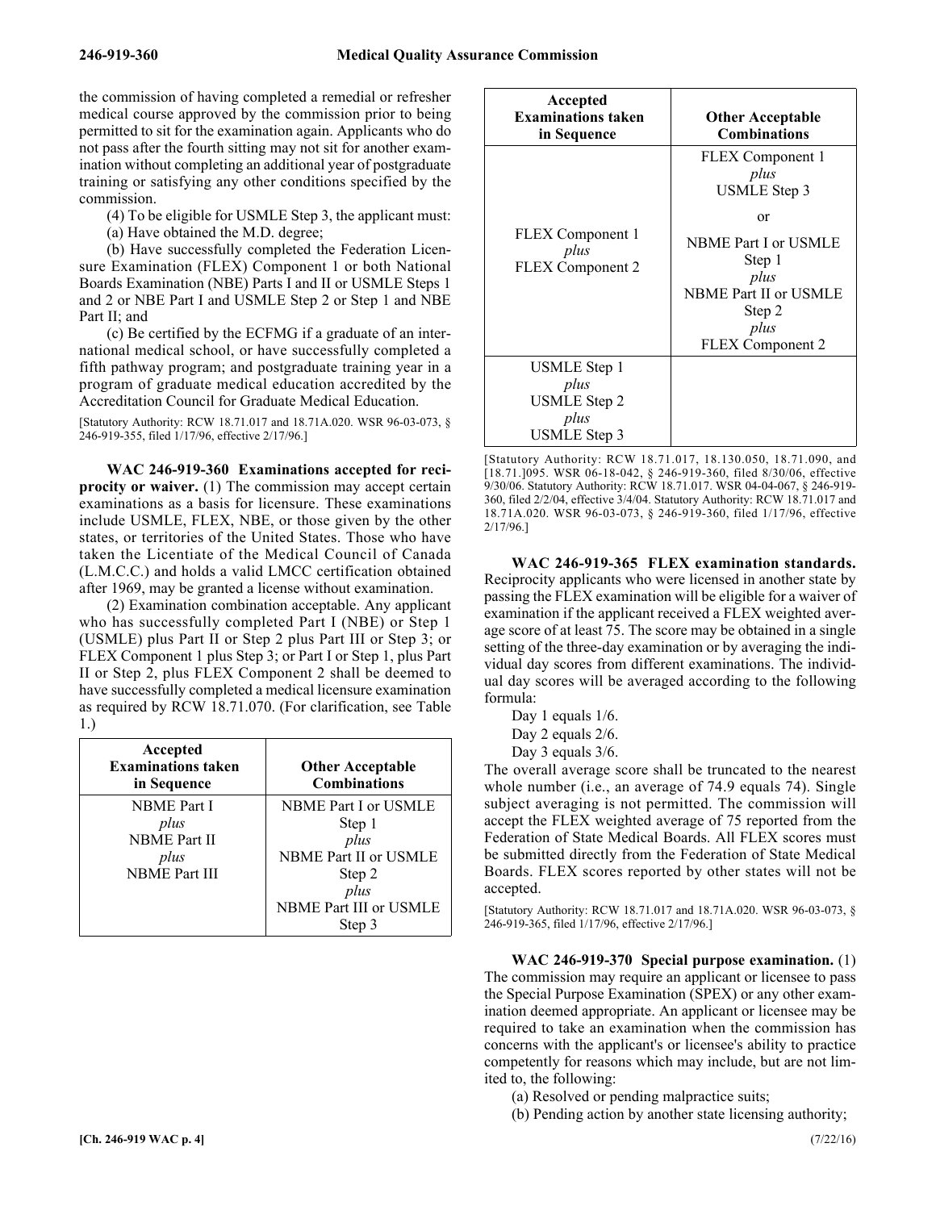the commission of having completed a remedial or refresher medical course approved by the commission prior to being permitted to sit for the examination again. Applicants who do not pass after the fourth sitting may not sit for another examination without completing an additional year of postgraduate training or satisfying any other conditions specified by the commission.

(4) To be eligible for USMLE Step 3, the applicant must:

(a) Have obtained the M.D. degree;

(b) Have successfully completed the Federation Licensure Examination (FLEX) Component 1 or both National Boards Examination (NBE) Parts I and II or USMLE Steps 1 and 2 or NBE Part I and USMLE Step 2 or Step 1 and NBE Part II; and

(c) Be certified by the ECFMG if a graduate of an international medical school, or have successfully completed a fifth pathway program; and postgraduate training year in a program of graduate medical education accredited by the Accreditation Council for Graduate Medical Education.

[Statutory Authority: RCW 18.71.017 and 18.71A.020. WSR 96-03-073, § 246-919-355, filed 1/17/96, effective 2/17/96.]

**WAC 246-919-360 Examinations accepted for reciprocity or waiver.** (1) The commission may accept certain examinations as a basis for licensure. These examinations include USMLE, FLEX, NBE, or those given by the other states, or territories of the United States. Those who have taken the Licentiate of the Medical Council of Canada (L.M.C.C.) and holds a valid LMCC certification obtained after 1969, may be granted a license without examination.

(2) Examination combination acceptable. Any applicant who has successfully completed Part I (NBE) or Step 1 (USMLE) plus Part II or Step 2 plus Part III or Step 3; or FLEX Component 1 plus Step 3; or Part I or Step 1, plus Part II or Step 2, plus FLEX Component 2 shall be deemed to have successfully completed a medical licensure examination as required by RCW 18.71.070. (For clarification, see Table 1.)

| Accepted Examinations taken in Sequence | Other Acceptable Combinations |
|---|---|
| NBME Part I *plus* NBME Part II *plus* NBME Part III | NBME Part I or USMLE Step 1 *plus* NBME Part II or USMLE Step 2 *plus* NBME Part III or USMLE Step 3 |
| FLEX Component 1 *plus* FLEX Component 2 | FLEX Component 1 *plus* USMLE Step 3 or NBME Part I or USMLE Step 1 *plus* NBME Part II or USMLE Step 2 *plus* FLEX Component 2 |
| USMLE Step 1 *plus* USMLE Step 2 *plus* USMLE Step 3 | |

[Statutory Authority: RCW 18.71.017, 18.130.050, 18.71.090, and [18.71.]095. WSR 06-18-042, § 246-919-360, filed 8/30/06, effective 9/30/06. Statutory Authority: RCW 18.71.017. WSR 04-04-067, § 246-919-360, filed 2/2/04, effective 3/4/04. Statutory Authority: RCW 18.71.017 and 18.71A.020. WSR 96-03-073, § 246-919-360, filed 1/17/96, effective 2/17/96.]

**WAC 246-919-365 FLEX examination standards.** Reciprocity applicants who were licensed in another state by passing the FLEX examination will be eligible for a waiver of examination if the applicant received a FLEX weighted average score of at least 75. The score may be obtained in a single setting of the three-day examination or by averaging the individual day scores from different examinations. The individual day scores will be averaged according to the following formula:

Day 1 equals 1/6.

Day 2 equals 2/6.

Day 3 equals 3/6.

The overall average score shall be truncated to the nearest whole number (i.e., an average of 74.9 equals 74). Single subject averaging is not permitted. The commission will accept the FLEX weighted average of 75 reported from the Federation of State Medical Boards. All FLEX scores must be submitted directly from the Federation of State Medical Boards. FLEX scores reported by other states will not be accepted.

[Statutory Authority: RCW 18.71.017 and 18.71A.020. WSR 96-03-073, § 246-919-365, filed 1/17/96, effective 2/17/96.]

**WAC 246-919-370 Special purpose examination.** (1) The commission may require an applicant or licensee to pass the Special Purpose Examination (SPEX) or any other examination deemed appropriate. An applicant or licensee may be required to take an examination when the commission has concerns with the applicant's or licensee's ability to practice competently for reasons which may include, but are not limited to, the following:

(a) Resolved or pending malpractice suits;

(b) Pending action by another state licensing authority;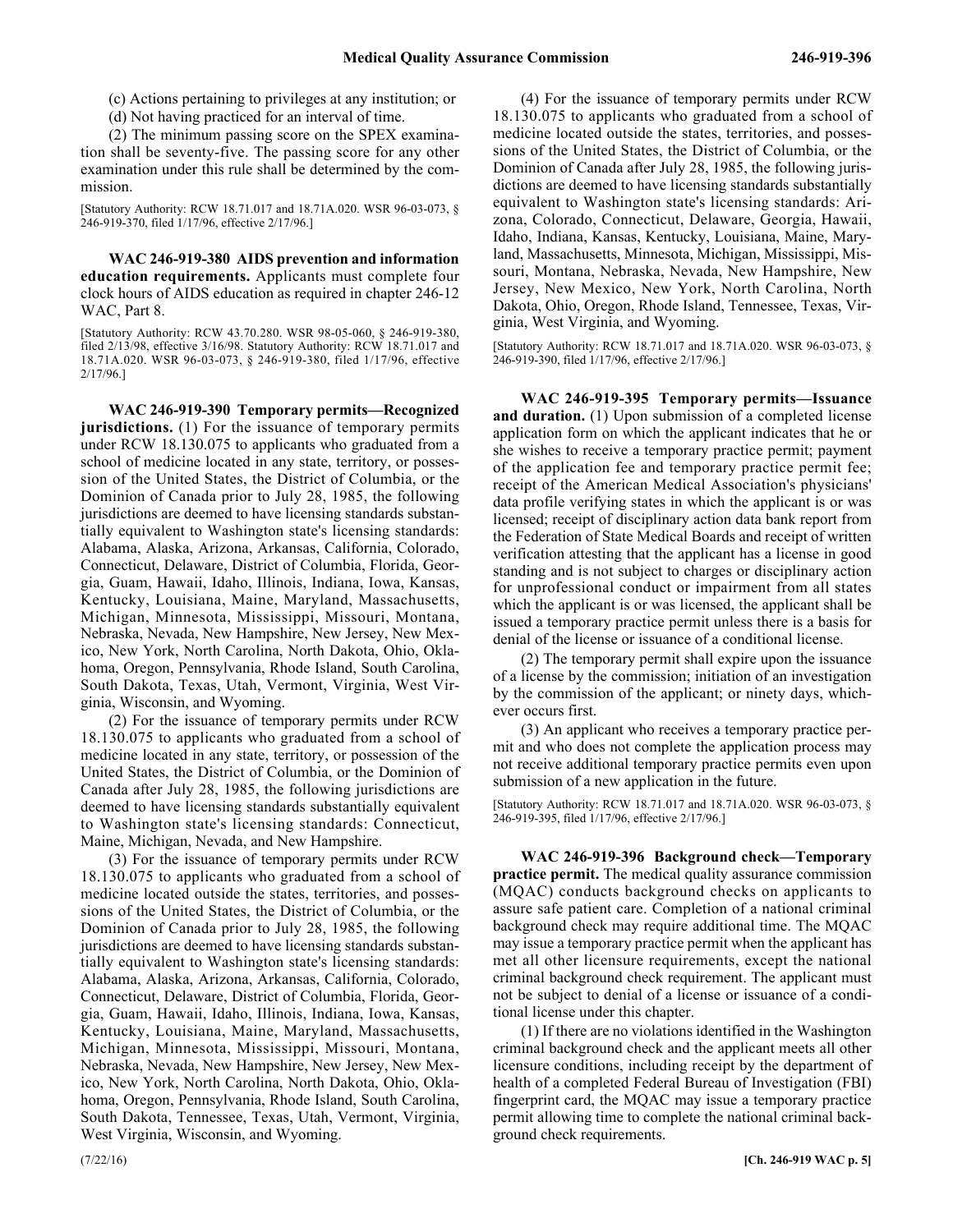(c) Actions pertaining to privileges at any institution; or

(d) Not having practiced for an interval of time.

(2) The minimum passing score on the SPEX examination shall be seventy-five. The passing score for any other examination under this rule shall be determined by the commission.

[Statutory Authority: RCW 18.71.017 and 18.71A.020. WSR 96-03-073, § 246-919-370, filed 1/17/96, effective 2/17/96.]

**WAC 246-919-380 AIDS prevention and information education requirements.** Applicants must complete four clock hours of AIDS education as required in chapter 246-12 WAC, Part 8.

[Statutory Authority: RCW 43.70.280. WSR 98-05-060, § 246-919-380, filed 2/13/98, effective 3/16/98. Statutory Authority: RCW 18.71.017 and 18.71A.020. WSR 96-03-073, § 246-919-380, filed 1/17/96, effective 2/17/96.]

**WAC 246-919-390 Temporary permits—Recognized jurisdictions.** (1) For the issuance of temporary permits under RCW 18.130.075 to applicants who graduated from a school of medicine located in any state, territory, or possession of the United States, the District of Columbia, or the Dominion of Canada prior to July 28, 1985, the following jurisdictions are deemed to have licensing standards substantially equivalent to Washington state's licensing standards: Alabama, Alaska, Arizona, Arkansas, California, Colorado, Connecticut, Delaware, District of Columbia, Florida, Georgia, Guam, Hawaii, Idaho, Illinois, Indiana, Iowa, Kansas, Kentucky, Louisiana, Maine, Maryland, Massachusetts, Michigan, Minnesota, Mississippi, Missouri, Montana, Nebraska, Nevada, New Hampshire, New Jersey, New Mexico, New York, North Carolina, North Dakota, Ohio, Oklahoma, Oregon, Pennsylvania, Rhode Island, South Carolina, South Dakota, Texas, Utah, Vermont, Virginia, West Virginia, Wisconsin, and Wyoming.

(2) For the issuance of temporary permits under RCW 18.130.075 to applicants who graduated from a school of medicine located in any state, territory, or possession of the United States, the District of Columbia, or the Dominion of Canada after July 28, 1985, the following jurisdictions are deemed to have licensing standards substantially equivalent to Washington state's licensing standards: Connecticut, Maine, Michigan, Nevada, and New Hampshire.

(3) For the issuance of temporary permits under RCW 18.130.075 to applicants who graduated from a school of medicine located outside the states, territories, and possessions of the United States, the District of Columbia, or the Dominion of Canada prior to July 28, 1985, the following jurisdictions are deemed to have licensing standards substantially equivalent to Washington state's licensing standards: Alabama, Alaska, Arizona, Arkansas, California, Colorado, Connecticut, Delaware, District of Columbia, Florida, Georgia, Guam, Hawaii, Idaho, Illinois, Indiana, Iowa, Kansas, Kentucky, Louisiana, Maine, Maryland, Massachusetts, Michigan, Minnesota, Mississippi, Missouri, Montana, Nebraska, Nevada, New Hampshire, New Jersey, New Mexico, New York, North Carolina, North Dakota, Ohio, Oklahoma, Oregon, Pennsylvania, Rhode Island, South Carolina, South Dakota, Tennessee, Texas, Utah, Vermont, Virginia, West Virginia, Wisconsin, and Wyoming.

(4) For the issuance of temporary permits under RCW 18.130.075 to applicants who graduated from a school of medicine located outside the states, territories, and possessions of the United States, the District of Columbia, or the Dominion of Canada after July 28, 1985, the following jurisdictions are deemed to have licensing standards substantially equivalent to Washington state's licensing standards: Arizona, Colorado, Connecticut, Delaware, Georgia, Hawaii, Idaho, Indiana, Kansas, Kentucky, Louisiana, Maine, Maryland, Massachusetts, Minnesota, Michigan, Mississippi, Missouri, Montana, Nebraska, Nevada, New Hampshire, New Jersey, New Mexico, New York, North Carolina, North Dakota, Ohio, Oregon, Rhode Island, Tennessee, Texas, Virginia, West Virginia, and Wyoming.

[Statutory Authority: RCW 18.71.017 and 18.71A.020. WSR 96-03-073, § 246-919-390, filed 1/17/96, effective 2/17/96.]

**WAC 246-919-395 Temporary permits—Issuance and duration.** (1) Upon submission of a completed license application form on which the applicant indicates that he or she wishes to receive a temporary practice permit; payment of the application fee and temporary practice permit fee; receipt of the American Medical Association's physicians' data profile verifying states in which the applicant is or was licensed; receipt of disciplinary action data bank report from the Federation of State Medical Boards and receipt of written verification attesting that the applicant has a license in good standing and is not subject to charges or disciplinary action for unprofessional conduct or impairment from all states which the applicant is or was licensed, the applicant shall be issued a temporary practice permit unless there is a basis for denial of the license or issuance of a conditional license.

(2) The temporary permit shall expire upon the issuance of a license by the commission; initiation of an investigation by the commission of the applicant; or ninety days, whichever occurs first.

(3) An applicant who receives a temporary practice permit and who does not complete the application process may not receive additional temporary practice permits even upon submission of a new application in the future.

[Statutory Authority: RCW 18.71.017 and 18.71A.020. WSR 96-03-073, § 246-919-395, filed 1/17/96, effective 2/17/96.]

**WAC 246-919-396 Background check—Temporary practice permit.** The medical quality assurance commission (MQAC) conducts background checks on applicants to assure safe patient care. Completion of a national criminal background check may require additional time. The MQAC may issue a temporary practice permit when the applicant has met all other licensure requirements, except the national criminal background check requirement. The applicant must not be subject to denial of a license or issuance of a conditional license under this chapter.

(1) If there are no violations identified in the Washington criminal background check and the applicant meets all other licensure conditions, including receipt by the department of health of a completed Federal Bureau of Investigation (FBI) fingerprint card, the MQAC may issue a temporary practice permit allowing time to complete the national criminal background check requirements.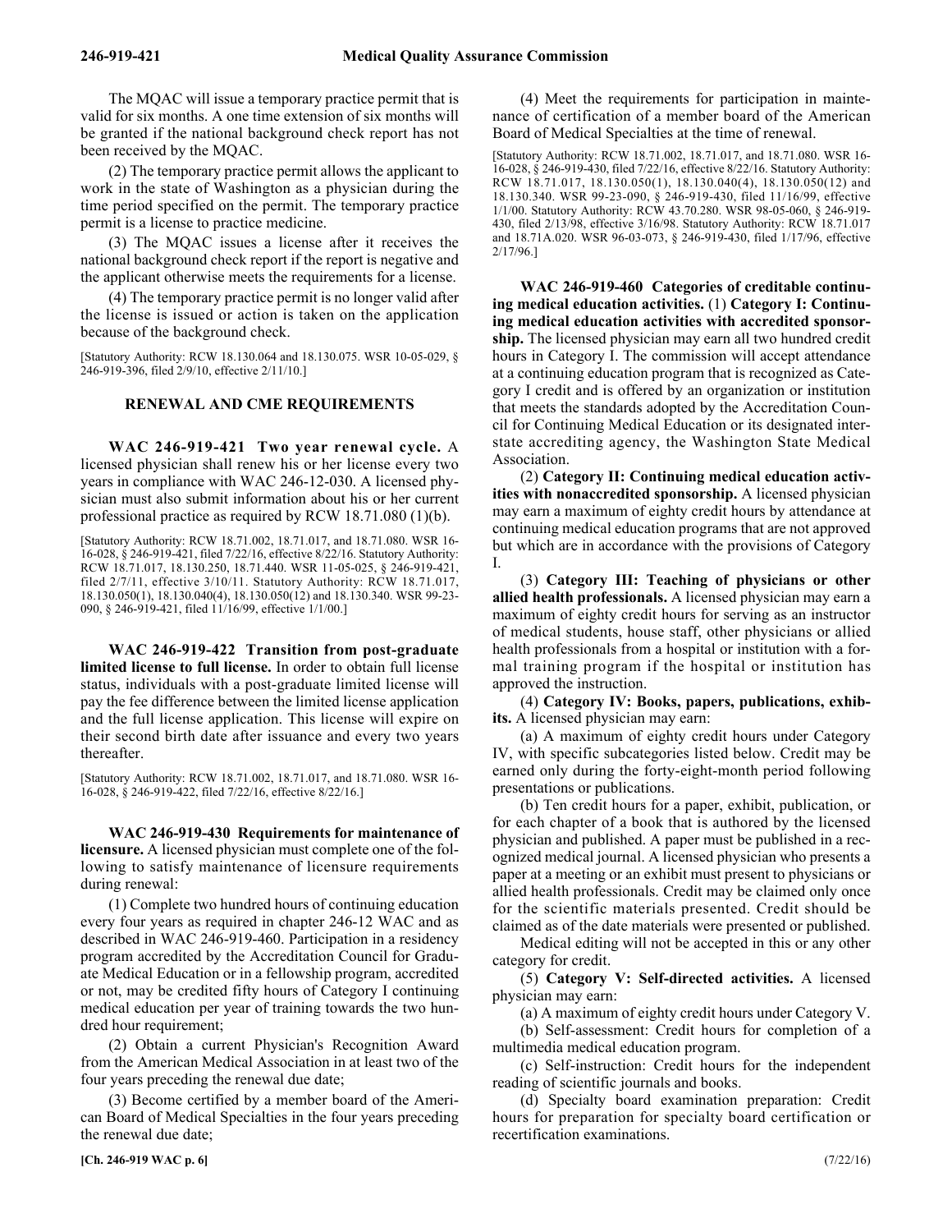The MQAC will issue a temporary practice permit that is valid for six months. A one time extension of six months will be granted if the national background check report has not been received by the MQAC.

(2) The temporary practice permit allows the applicant to work in the state of Washington as a physician during the time period specified on the permit. The temporary practice permit is a license to practice medicine.

(3) The MQAC issues a license after it receives the national background check report if the report is negative and the applicant otherwise meets the requirements for a license.

(4) The temporary practice permit is no longer valid after the license is issued or action is taken on the application because of the background check.

[Statutory Authority: RCW 18.130.064 and 18.130.075. WSR 10-05-029, § 246-919-396, filed 2/9/10, effective 2/11/10.]

## RENEWAL AND CME REQUIREMENTS

**WAC 246-919-421 Two year renewal cycle.** A licensed physician shall renew his or her license every two years in compliance with WAC 246-12-030. A licensed physician must also submit information about his or her current professional practice as required by RCW 18.71.080 (1)(b).

[Statutory Authority: RCW 18.71.002, 18.71.017, and 18.71.080. WSR 16-16-028, § 246-919-421, filed 7/22/16, effective 8/22/16. Statutory Authority: RCW 18.71.017, 18.130.250, 18.71.440. WSR 11-05-025, § 246-919-421, filed 2/7/11, effective 3/10/11. Statutory Authority: RCW 18.71.017, 18.130.050(1), 18.130.040(4), 18.130.050(12) and 18.130.340. WSR 99-23-090, § 246-919-421, filed 11/16/99, effective 1/1/00.]

**WAC 246-919-422 Transition from post-graduate limited license to full license.** In order to obtain full license status, individuals with a post-graduate limited license will pay the fee difference between the limited license application and the full license application. This license will expire on their second birth date after issuance and every two years thereafter.

[Statutory Authority: RCW 18.71.002, 18.71.017, and 18.71.080. WSR 16-16-028, § 246-919-422, filed 7/22/16, effective 8/22/16.]

**WAC 246-919-430 Requirements for maintenance of licensure.** A licensed physician must complete one of the following to satisfy maintenance of licensure requirements during renewal:

(1) Complete two hundred hours of continuing education every four years as required in chapter 246-12 WAC and as described in WAC 246-919-460. Participation in a residency program accredited by the Accreditation Council for Graduate Medical Education or in a fellowship program, accredited or not, may be credited fifty hours of Category I continuing medical education per year of training towards the two hundred hour requirement;

(2) Obtain a current Physician's Recognition Award from the American Medical Association in at least two of the four years preceding the renewal due date;

(3) Become certified by a member board of the American Board of Medical Specialties in the four years preceding the renewal due date;

(4) Meet the requirements for participation in maintenance of certification of a member board of the American Board of Medical Specialties at the time of renewal.

[Statutory Authority: RCW 18.71.002, 18.71.017, and 18.71.080. WSR 16-16-028, § 246-919-430, filed 7/22/16, effective 8/22/16. Statutory Authority: RCW 18.71.017, 18.130.050(1), 18.130.040(4), 18.130.050(12) and 18.130.340. WSR 99-23-090, § 246-919-430, filed 11/16/99, effective 1/1/00. Statutory Authority: RCW 43.70.280. WSR 98-05-060, § 246-919-430, filed 2/13/98, effective 3/16/98. Statutory Authority: RCW 18.71.017 and 18.71A.020. WSR 96-03-073, § 246-919-430, filed 1/17/96, effective 2/17/96.]

**WAC 246-919-460 Categories of creditable continuing medical education activities.** (1) **Category I: Continuing medical education activities with accredited sponsorship.** The licensed physician may earn all two hundred credit hours in Category I. The commission will accept attendance at a continuing education program that is recognized as Category I credit and is offered by an organization or institution that meets the standards adopted by the Accreditation Council for Continuing Medical Education or its designated interstate accrediting agency, the Washington State Medical Association.

(2) **Category II: Continuing medical education activities with nonaccredited sponsorship.** A licensed physician may earn a maximum of eighty credit hours by attendance at continuing medical education programs that are not approved but which are in accordance with the provisions of Category I.

(3) **Category III: Teaching of physicians or other allied health professionals.** A licensed physician may earn a maximum of eighty credit hours for serving as an instructor of medical students, house staff, other physicians or allied health professionals from a hospital or institution with a formal training program if the hospital or institution has approved the instruction.

(4) **Category IV: Books, papers, publications, exhibits.** A licensed physician may earn:

(a) A maximum of eighty credit hours under Category IV, with specific subcategories listed below. Credit may be earned only during the forty-eight-month period following presentations or publications.

(b) Ten credit hours for a paper, exhibit, publication, or for each chapter of a book that is authored by the licensed physician and published. A paper must be published in a recognized medical journal. A licensed physician who presents a paper at a meeting or an exhibit must present to physicians or allied health professionals. Credit may be claimed only once for the scientific materials presented. Credit should be claimed as of the date materials were presented or published.

Medical editing will not be accepted in this or any other category for credit.

(5) **Category V: Self-directed activities.** A licensed physician may earn:

(a) A maximum of eighty credit hours under Category V.

(b) Self-assessment: Credit hours for completion of a multimedia medical education program.

(c) Self-instruction: Credit hours for the independent reading of scientific journals and books.

(d) Specialty board examination preparation: Credit hours for preparation for specialty board certification or recertification examinations.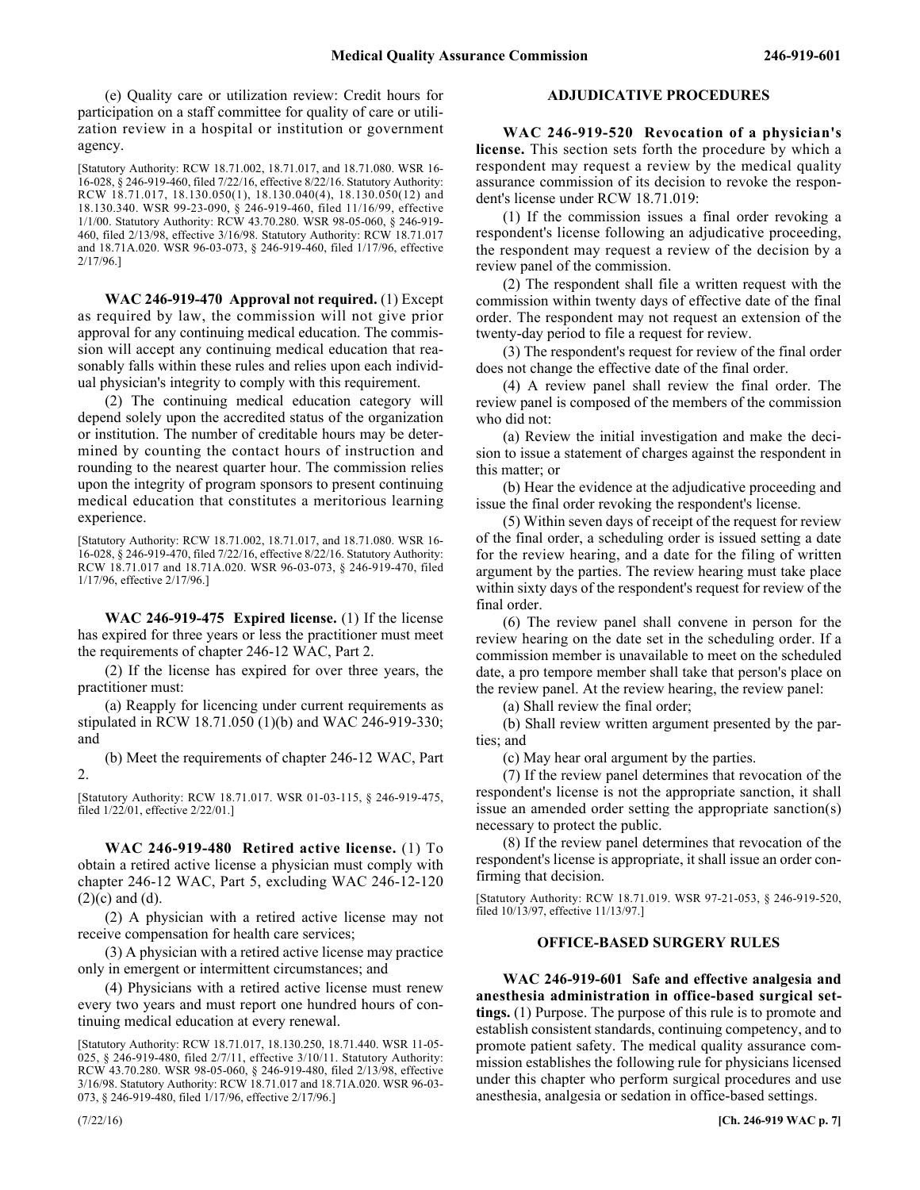(e) Quality care or utilization review: Credit hours for participation on a staff committee for quality of care or utilization review in a hospital or institution or government agency.

[Statutory Authority: RCW 18.71.002, 18.71.017, and 18.71.080. WSR 16-16-028, § 246-919-460, filed 7/22/16, effective 8/22/16. Statutory Authority: RCW 18.71.017, 18.130.050(1), 18.130.040(4), 18.130.050(12) and 18.130.340. WSR 99-23-090, § 246-919-460, filed 11/16/99, effective 1/1/00. Statutory Authority: RCW 43.70.280. WSR 98-05-060, § 246-919-460, filed 2/13/98, effective 3/16/98. Statutory Authority: RCW 18.71.017 and 18.71A.020. WSR 96-03-073, § 246-919-460, filed 1/17/96, effective 2/17/96.]

**WAC 246-919-470 Approval not required.** (1) Except as required by law, the commission will not give prior approval for any continuing medical education. The commission will accept any continuing medical education that reasonably falls within these rules and relies upon each individual physician's integrity to comply with this requirement.

(2) The continuing medical education category will depend solely upon the accredited status of the organization or institution. The number of creditable hours may be determined by counting the contact hours of instruction and rounding to the nearest quarter hour. The commission relies upon the integrity of program sponsors to present continuing medical education that constitutes a meritorious learning experience.

[Statutory Authority: RCW 18.71.002, 18.71.017, and 18.71.080. WSR 16-16-028, § 246-919-470, filed 7/22/16, effective 8/22/16. Statutory Authority: RCW 18.71.017 and 18.71A.020. WSR 96-03-073, § 246-919-470, filed 1/17/96, effective 2/17/96.]

**WAC 246-919-475 Expired license.** (1) If the license has expired for three years or less the practitioner must meet the requirements of chapter 246-12 WAC, Part 2.

(2) If the license has expired for over three years, the practitioner must:

(a) Reapply for licencing under current requirements as stipulated in RCW 18.71.050 (1)(b) and WAC 246-919-330; and

(b) Meet the requirements of chapter 246-12 WAC, Part 2.

[Statutory Authority: RCW 18.71.017. WSR 01-03-115, § 246-919-475, filed 1/22/01, effective 2/22/01.]

**WAC 246-919-480 Retired active license.** (1) To obtain a retired active license a physician must comply with chapter 246-12 WAC, Part 5, excluding WAC 246-12-120 (2)(c) and (d).

(2) A physician with a retired active license may not receive compensation for health care services;

(3) A physician with a retired active license may practice only in emergent or intermittent circumstances; and

(4) Physicians with a retired active license must renew every two years and must report one hundred hours of continuing medical education at every renewal.

[Statutory Authority: RCW 18.71.017, 18.130.250, 18.71.440. WSR 11-05-025, § 246-919-480, filed 2/7/11, effective 3/10/11. Statutory Authority: RCW 43.70.280. WSR 98-05-060, § 246-919-480, filed 2/13/98, effective 3/16/98. Statutory Authority: RCW 18.71.017 and 18.71A.020. WSR 96-03-073, § 246-919-480, filed 1/17/96, effective 2/17/96.]

## ADJUDICATIVE PROCEDURES

**WAC 246-919-520 Revocation of a physician's license.** This section sets forth the procedure by which a respondent may request a review by the medical quality assurance commission of its decision to revoke the respondent's license under RCW 18.71.019:

(1) If the commission issues a final order revoking a respondent's license following an adjudicative proceeding, the respondent may request a review of the decision by a review panel of the commission.

(2) The respondent shall file a written request with the commission within twenty days of effective date of the final order. The respondent may not request an extension of the twenty-day period to file a request for review.

(3) The respondent's request for review of the final order does not change the effective date of the final order.

(4) A review panel shall review the final order. The review panel is composed of the members of the commission who did not:

(a) Review the initial investigation and make the decision to issue a statement of charges against the respondent in this matter; or

(b) Hear the evidence at the adjudicative proceeding and issue the final order revoking the respondent's license.

(5) Within seven days of receipt of the request for review of the final order, a scheduling order is issued setting a date for the review hearing, and a date for the filing of written argument by the parties. The review hearing must take place within sixty days of the respondent's request for review of the final order.

(6) The review panel shall convene in person for the review hearing on the date set in the scheduling order. If a commission member is unavailable to meet on the scheduled date, a pro tempore member shall take that person's place on the review panel. At the review hearing, the review panel:

(a) Shall review the final order;

(b) Shall review written argument presented by the parties; and

(c) May hear oral argument by the parties.

(7) If the review panel determines that revocation of the respondent's license is not the appropriate sanction, it shall issue an amended order setting the appropriate sanction(s) necessary to protect the public.

(8) If the review panel determines that revocation of the respondent's license is appropriate, it shall issue an order confirming that decision.

[Statutory Authority: RCW 18.71.019. WSR 97-21-053, § 246-919-520, filed 10/13/97, effective 11/13/97.]

## OFFICE-BASED SURGERY RULES

**WAC 246-919-601 Safe and effective analgesia and anesthesia administration in office-based surgical settings.** (1) Purpose. The purpose of this rule is to promote and establish consistent standards, continuing competency, and to promote patient safety. The medical quality assurance commission establishes the following rule for physicians licensed under this chapter who perform surgical procedures and use anesthesia, analgesia or sedation in office-based settings.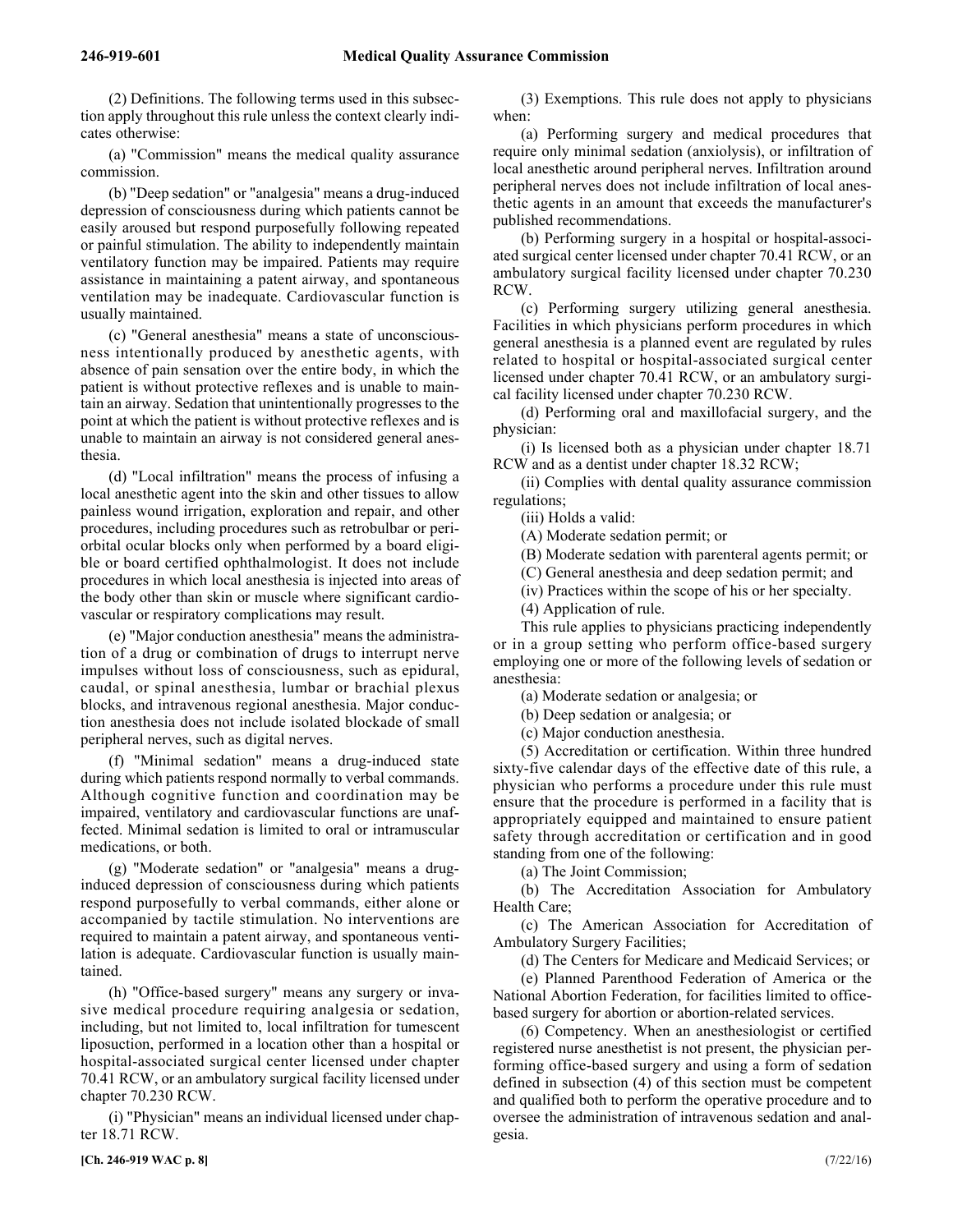(2) Definitions. The following terms used in this subsection apply throughout this rule unless the context clearly indicates otherwise:

(a) "Commission" means the medical quality assurance commission.

(b) "Deep sedation" or "analgesia" means a drug-induced depression of consciousness during which patients cannot be easily aroused but respond purposefully following repeated or painful stimulation. The ability to independently maintain ventilatory function may be impaired. Patients may require assistance in maintaining a patent airway, and spontaneous ventilation may be inadequate. Cardiovascular function is usually maintained.

(c) "General anesthesia" means a state of unconsciousness intentionally produced by anesthetic agents, with absence of pain sensation over the entire body, in which the patient is without protective reflexes and is unable to maintain an airway. Sedation that unintentionally progresses to the point at which the patient is without protective reflexes and is unable to maintain an airway is not considered general anesthesia.

(d) "Local infiltration" means the process of infusing a local anesthetic agent into the skin and other tissues to allow painless wound irrigation, exploration and repair, and other procedures, including procedures such as retrobulbar or periorbital ocular blocks only when performed by a board eligible or board certified ophthalmologist. It does not include procedures in which local anesthesia is injected into areas of the body other than skin or muscle where significant cardiovascular or respiratory complications may result.

(e) "Major conduction anesthesia" means the administration of a drug or combination of drugs to interrupt nerve impulses without loss of consciousness, such as epidural, caudal, or spinal anesthesia, lumbar or brachial plexus blocks, and intravenous regional anesthesia. Major conduction anesthesia does not include isolated blockade of small peripheral nerves, such as digital nerves.

(f) "Minimal sedation" means a drug-induced state during which patients respond normally to verbal commands. Although cognitive function and coordination may be impaired, ventilatory and cardiovascular functions are unaffected. Minimal sedation is limited to oral or intramuscular medications, or both.

(g) "Moderate sedation" or "analgesia" means a drug-induced depression of consciousness during which patients respond purposefully to verbal commands, either alone or accompanied by tactile stimulation. No interventions are required to maintain a patent airway, and spontaneous ventilation is adequate. Cardiovascular function is usually maintained.

(h) "Office-based surgery" means any surgery or invasive medical procedure requiring analgesia or sedation, including, but not limited to, local infiltration for tumescent liposuction, performed in a location other than a hospital or hospital-associated surgical center licensed under chapter 70.41 RCW, or an ambulatory surgical facility licensed under chapter 70.230 RCW.

(i) "Physician" means an individual licensed under chapter 18.71 RCW.

(3) Exemptions. This rule does not apply to physicians when:

(a) Performing surgery and medical procedures that require only minimal sedation (anxiolysis), or infiltration of local anesthetic around peripheral nerves. Infiltration around peripheral nerves does not include infiltration of local anesthetic agents in an amount that exceeds the manufacturer's published recommendations.

(b) Performing surgery in a hospital or hospital-associated surgical center licensed under chapter 70.41 RCW, or an ambulatory surgical facility licensed under chapter 70.230 RCW.

(c) Performing surgery utilizing general anesthesia. Facilities in which physicians perform procedures in which general anesthesia is a planned event are regulated by rules related to hospital or hospital-associated surgical center licensed under chapter 70.41 RCW, or an ambulatory surgical facility licensed under chapter 70.230 RCW.

(d) Performing oral and maxillofacial surgery, and the physician:

(i) Is licensed both as a physician under chapter 18.71 RCW and as a dentist under chapter 18.32 RCW;

(ii) Complies with dental quality assurance commission regulations;

(iii) Holds a valid:

(A) Moderate sedation permit; or

(B) Moderate sedation with parenteral agents permit; or

(C) General anesthesia and deep sedation permit; and

(iv) Practices within the scope of his or her specialty.

(4) Application of rule.

This rule applies to physicians practicing independently or in a group setting who perform office-based surgery employing one or more of the following levels of sedation or anesthesia:

(a) Moderate sedation or analgesia; or

(b) Deep sedation or analgesia; or

(c) Major conduction anesthesia.

(5) Accreditation or certification. Within three hundred sixty-five calendar days of the effective date of this rule, a physician who performs a procedure under this rule must ensure that the procedure is performed in a facility that is appropriately equipped and maintained to ensure patient safety through accreditation or certification and in good standing from one of the following:

(a) The Joint Commission;

(b) The Accreditation Association for Ambulatory Health Care;

(c) The American Association for Accreditation of Ambulatory Surgery Facilities;

(d) The Centers for Medicare and Medicaid Services; or

(e) Planned Parenthood Federation of America or the National Abortion Federation, for facilities limited to office-based surgery for abortion or abortion-related services.

(6) Competency. When an anesthesiologist or certified registered nurse anesthetist is not present, the physician performing office-based surgery and using a form of sedation defined in subsection (4) of this section must be competent and qualified both to perform the operative procedure and to oversee the administration of intravenous sedation and analgesia.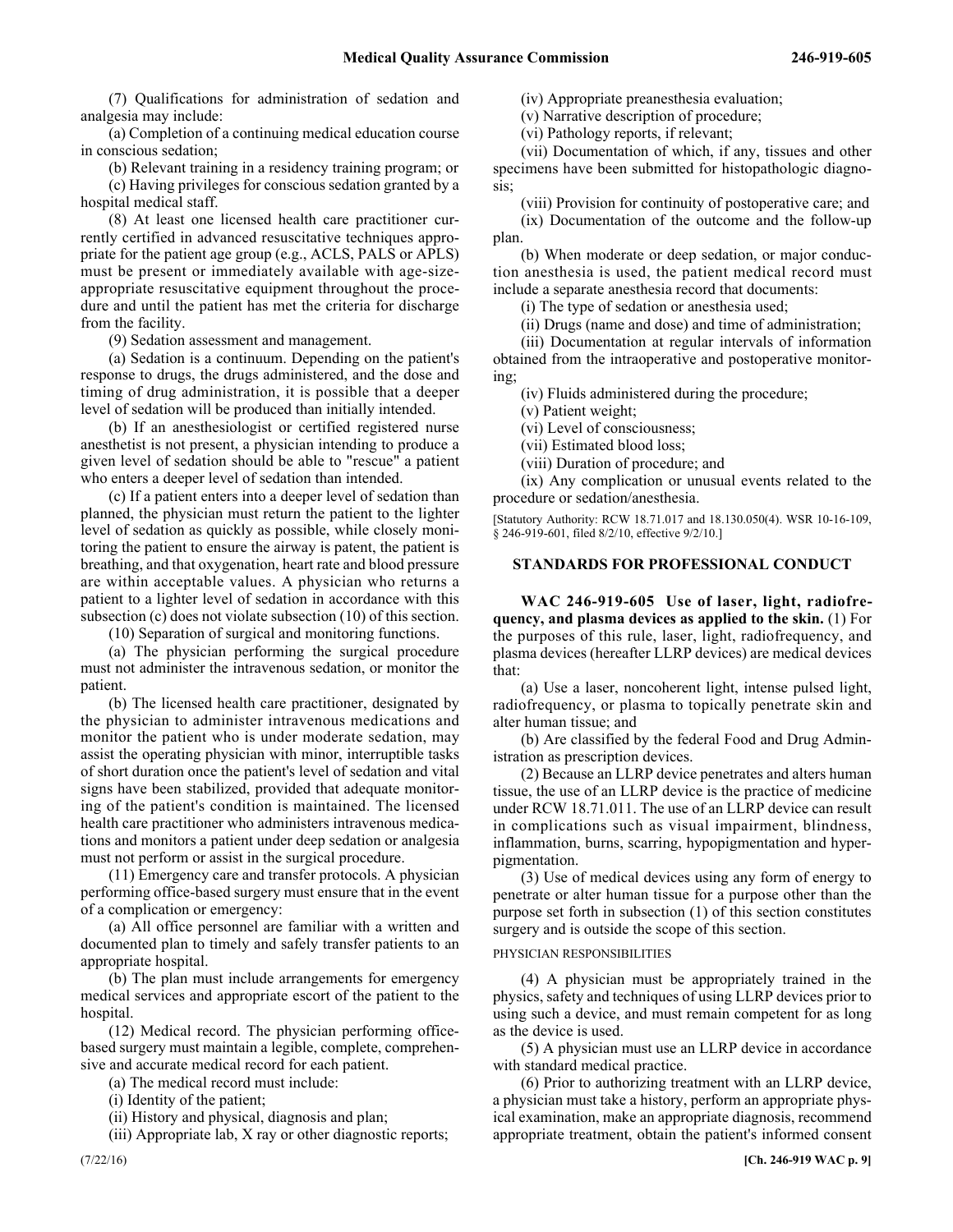(7) Qualifications for administration of sedation and analgesia may include:

(a) Completion of a continuing medical education course in conscious sedation;

(b) Relevant training in a residency training program; or

(c) Having privileges for conscious sedation granted by a hospital medical staff.

(8) At least one licensed health care practitioner currently certified in advanced resuscitative techniques appropriate for the patient age group (e.g., ACLS, PALS or APLS) must be present or immediately available with age-size-appropriate resuscitative equipment throughout the procedure and until the patient has met the criteria for discharge from the facility.

(9) Sedation assessment and management.

(a) Sedation is a continuum. Depending on the patient's response to drugs, the drugs administered, and the dose and timing of drug administration, it is possible that a deeper level of sedation will be produced than initially intended.

(b) If an anesthesiologist or certified registered nurse anesthetist is not present, a physician intending to produce a given level of sedation should be able to "rescue" a patient who enters a deeper level of sedation than intended.

(c) If a patient enters into a deeper level of sedation than planned, the physician must return the patient to the lighter level of sedation as quickly as possible, while closely monitoring the patient to ensure the airway is patent, the patient is breathing, and that oxygenation, heart rate and blood pressure are within acceptable values. A physician who returns a patient to a lighter level of sedation in accordance with this subsection (c) does not violate subsection (10) of this section.

(10) Separation of surgical and monitoring functions.

(a) The physician performing the surgical procedure must not administer the intravenous sedation, or monitor the patient.

(b) The licensed health care practitioner, designated by the physician to administer intravenous medications and monitor the patient who is under moderate sedation, may assist the operating physician with minor, interruptible tasks of short duration once the patient's level of sedation and vital signs have been stabilized, provided that adequate monitoring of the patient's condition is maintained. The licensed health care practitioner who administers intravenous medications and monitors a patient under deep sedation or analgesia must not perform or assist in the surgical procedure.

(11) Emergency care and transfer protocols. A physician performing office-based surgery must ensure that in the event of a complication or emergency:

(a) All office personnel are familiar with a written and documented plan to timely and safely transfer patients to an appropriate hospital.

(b) The plan must include arrangements for emergency medical services and appropriate escort of the patient to the hospital.

(12) Medical record. The physician performing office-based surgery must maintain a legible, complete, comprehensive and accurate medical record for each patient.

(a) The medical record must include:

(i) Identity of the patient;

(ii) History and physical, diagnosis and plan;

(iii) Appropriate lab, X ray or other diagnostic reports;

(iv) Appropriate preanesthesia evaluation;

(v) Narrative description of procedure;

(vi) Pathology reports, if relevant;

(vii) Documentation of which, if any, tissues and other specimens have been submitted for histopathologic diagnosis;

(viii) Provision for continuity of postoperative care; and

(ix) Documentation of the outcome and the follow-up plan.

(b) When moderate or deep sedation, or major conduction anesthesia is used, the patient medical record must include a separate anesthesia record that documents:

(i) The type of sedation or anesthesia used;

(ii) Drugs (name and dose) and time of administration;

(iii) Documentation at regular intervals of information obtained from the intraoperative and postoperative monitoring;

(iv) Fluids administered during the procedure;

(v) Patient weight;

(vi) Level of consciousness;

(vii) Estimated blood loss;

(viii) Duration of procedure; and

(ix) Any complication or unusual events related to the procedure or sedation/anesthesia.

[Statutory Authority: RCW 18.71.017 and 18.130.050(4). WSR 10-16-109, § 246-919-601, filed 8/2/10, effective 9/2/10.]

## STANDARDS FOR PROFESSIONAL CONDUCT

**WAC 246-919-605 Use of laser, light, radiofrequency, and plasma devices as applied to the skin.** (1) For the purposes of this rule, laser, light, radiofrequency, and plasma devices (hereafter LLRP devices) are medical devices that:

(a) Use a laser, noncoherent light, intense pulsed light, radiofrequency, or plasma to topically penetrate skin and alter human tissue; and

(b) Are classified by the federal Food and Drug Administration as prescription devices.

(2) Because an LLRP device penetrates and alters human tissue, the use of an LLRP device is the practice of medicine under RCW 18.71.011. The use of an LLRP device can result in complications such as visual impairment, blindness, inflammation, burns, scarring, hypopigmentation and hyperpigmentation.

(3) Use of medical devices using any form of energy to penetrate or alter human tissue for a purpose other than the purpose set forth in subsection (1) of this section constitutes surgery and is outside the scope of this section.

### PHYSICIAN RESPONSIBILITIES

(4) A physician must be appropriately trained in the physics, safety and techniques of using LLRP devices prior to using such a device, and must remain competent for as long as the device is used.

(5) A physician must use an LLRP device in accordance with standard medical practice.

(6) Prior to authorizing treatment with an LLRP device, a physician must take a history, perform an appropriate physical examination, make an appropriate diagnosis, recommend appropriate treatment, obtain the patient's informed consent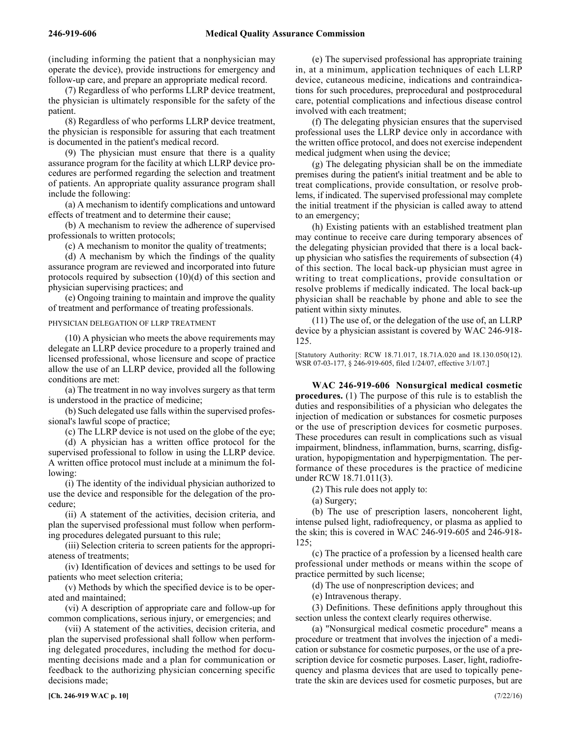(including informing the patient that a nonphysician may operate the device), provide instructions for emergency and follow-up care, and prepare an appropriate medical record.

(7) Regardless of who performs LLRP device treatment, the physician is ultimately responsible for the safety of the patient.

(8) Regardless of who performs LLRP device treatment, the physician is responsible for assuring that each treatment is documented in the patient's medical record.

(9) The physician must ensure that there is a quality assurance program for the facility at which LLRP device procedures are performed regarding the selection and treatment of patients. An appropriate quality assurance program shall include the following:

(a) A mechanism to identify complications and untoward effects of treatment and to determine their cause;

(b) A mechanism to review the adherence of supervised professionals to written protocols;

(c) A mechanism to monitor the quality of treatments;

(d) A mechanism by which the findings of the quality assurance program are reviewed and incorporated into future protocols required by subsection (10)(d) of this section and physician supervising practices; and

(e) Ongoing training to maintain and improve the quality of treatment and performance of treating professionals.

PHYSICIAN DELEGATION OF LLRP TREATMENT

(10) A physician who meets the above requirements may delegate an LLRP device procedure to a properly trained and licensed professional, whose licensure and scope of practice allow the use of an LLRP device, provided all the following conditions are met:

(a) The treatment in no way involves surgery as that term is understood in the practice of medicine;

(b) Such delegated use falls within the supervised professional's lawful scope of practice;

(c) The LLRP device is not used on the globe of the eye;

(d) A physician has a written office protocol for the supervised professional to follow in using the LLRP device. A written office protocol must include at a minimum the following:

(i) The identity of the individual physician authorized to use the device and responsible for the delegation of the procedure;

(ii) A statement of the activities, decision criteria, and plan the supervised professional must follow when performing procedures delegated pursuant to this rule;

(iii) Selection criteria to screen patients for the appropriateness of treatments;

(iv) Identification of devices and settings to be used for patients who meet selection criteria;

(v) Methods by which the specified device is to be operated and maintained;

(vi) A description of appropriate care and follow-up for common complications, serious injury, or emergencies; and

(vii) A statement of the activities, decision criteria, and plan the supervised professional shall follow when performing delegated procedures, including the method for documenting decisions made and a plan for communication or feedback to the authorizing physician concerning specific decisions made;

(e) The supervised professional has appropriate training in, at a minimum, application techniques of each LLRP device, cutaneous medicine, indications and contraindications for such procedures, preprocedural and postprocedural care, potential complications and infectious disease control involved with each treatment;

(f) The delegating physician ensures that the supervised professional uses the LLRP device only in accordance with the written office protocol, and does not exercise independent medical judgment when using the device;

(g) The delegating physician shall be on the immediate premises during the patient's initial treatment and be able to treat complications, provide consultation, or resolve problems, if indicated. The supervised professional may complete the initial treatment if the physician is called away to attend to an emergency;

(h) Existing patients with an established treatment plan may continue to receive care during temporary absences of the delegating physician provided that there is a local backup physician who satisfies the requirements of subsection (4) of this section. The local back-up physician must agree in writing to treat complications, provide consultation or resolve problems if medically indicated. The local back-up physician shall be reachable by phone and able to see the patient within sixty minutes.

(11) The use of, or the delegation of the use of, an LLRP device by a physician assistant is covered by WAC 246-918-125.

[Statutory Authority: RCW 18.71.017, 18.71A.020 and 18.130.050(12). WSR 07-03-177, § 246-919-605, filed 1/24/07, effective 3/1/07.]

**WAC 246-919-606 Nonsurgical medical cosmetic procedures.** (1) The purpose of this rule is to establish the duties and responsibilities of a physician who delegates the injection of medication or substances for cosmetic purposes or the use of prescription devices for cosmetic purposes. These procedures can result in complications such as visual impairment, blindness, inflammation, burns, scarring, disfiguration, hypopigmentation and hyperpigmentation. The performance of these procedures is the practice of medicine under RCW 18.71.011(3).

(2) This rule does not apply to:

(a) Surgery;

(b) The use of prescription lasers, noncoherent light, intense pulsed light, radiofrequency, or plasma as applied to the skin; this is covered in WAC 246-919-605 and 246-918-125;

(c) The practice of a profession by a licensed health care professional under methods or means within the scope of practice permitted by such license;

(d) The use of nonprescription devices; and

(e) Intravenous therapy.

(3) Definitions. These definitions apply throughout this section unless the context clearly requires otherwise.

(a) "Nonsurgical medical cosmetic procedure" means a procedure or treatment that involves the injection of a medication or substance for cosmetic purposes, or the use of a prescription device for cosmetic purposes. Laser, light, radiofrequency and plasma devices that are used to topically penetrate the skin are devices used for cosmetic purposes, but are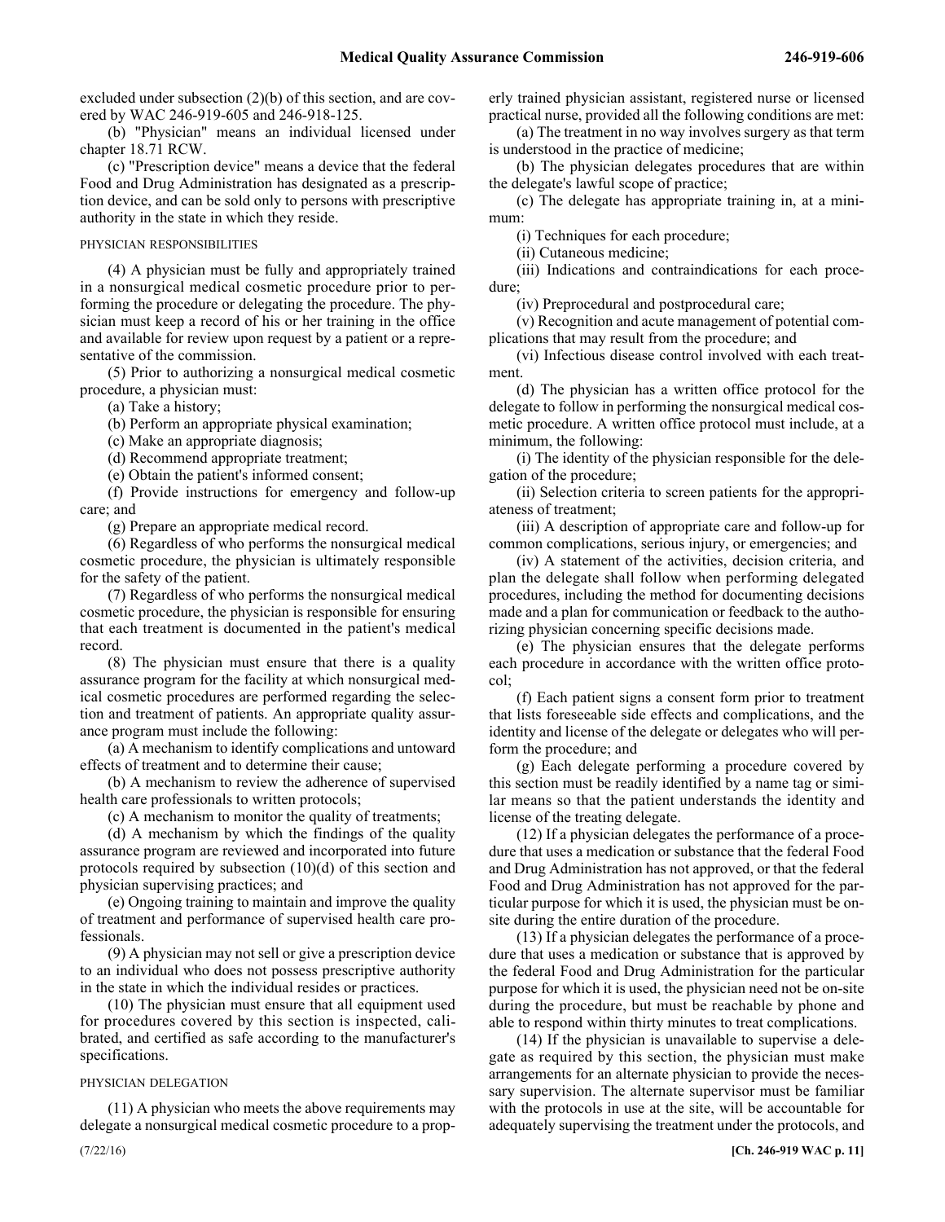excluded under subsection (2)(b) of this section, and are covered by WAC 246-919-605 and 246-918-125.

(b) "Physician" means an individual licensed under chapter 18.71 RCW.

(c) "Prescription device" means a device that the federal Food and Drug Administration has designated as a prescription device, and can be sold only to persons with prescriptive authority in the state in which they reside.

PHYSICIAN RESPONSIBILITIES

(4) A physician must be fully and appropriately trained in a nonsurgical medical cosmetic procedure prior to performing the procedure or delegating the procedure. The physician must keep a record of his or her training in the office and available for review upon request by a patient or a representative of the commission.

(5) Prior to authorizing a nonsurgical medical cosmetic procedure, a physician must:

(a) Take a history;

(b) Perform an appropriate physical examination;

(c) Make an appropriate diagnosis;

(d) Recommend appropriate treatment;

(e) Obtain the patient's informed consent;

(f) Provide instructions for emergency and follow-up care; and

(g) Prepare an appropriate medical record.

(6) Regardless of who performs the nonsurgical medical cosmetic procedure, the physician is ultimately responsible for the safety of the patient.

(7) Regardless of who performs the nonsurgical medical cosmetic procedure, the physician is responsible for ensuring that each treatment is documented in the patient's medical record.

(8) The physician must ensure that there is a quality assurance program for the facility at which nonsurgical medical cosmetic procedures are performed regarding the selection and treatment of patients. An appropriate quality assurance program must include the following:

(a) A mechanism to identify complications and untoward effects of treatment and to determine their cause;

(b) A mechanism to review the adherence of supervised health care professionals to written protocols;

(c) A mechanism to monitor the quality of treatments;

(d) A mechanism by which the findings of the quality assurance program are reviewed and incorporated into future protocols required by subsection (10)(d) of this section and physician supervising practices; and

(e) Ongoing training to maintain and improve the quality of treatment and performance of supervised health care professionals.

(9) A physician may not sell or give a prescription device to an individual who does not possess prescriptive authority in the state in which the individual resides or practices.

(10) The physician must ensure that all equipment used for procedures covered by this section is inspected, calibrated, and certified as safe according to the manufacturer's specifications.

PHYSICIAN DELEGATION

(11) A physician who meets the above requirements may delegate a nonsurgical medical cosmetic procedure to a properly trained physician assistant, registered nurse or licensed practical nurse, provided all the following conditions are met:

(a) The treatment in no way involves surgery as that term is understood in the practice of medicine;

(b) The physician delegates procedures that are within the delegate's lawful scope of practice;

(c) The delegate has appropriate training in, at a minimum:

(i) Techniques for each procedure;

(ii) Cutaneous medicine;

(iii) Indications and contraindications for each procedure;

(iv) Preprocedural and postprocedural care;

(v) Recognition and acute management of potential complications that may result from the procedure; and

(vi) Infectious disease control involved with each treatment.

(d) The physician has a written office protocol for the delegate to follow in performing the nonsurgical medical cosmetic procedure. A written office protocol must include, at a minimum, the following:

(i) The identity of the physician responsible for the delegation of the procedure;

(ii) Selection criteria to screen patients for the appropriateness of treatment;

(iii) A description of appropriate care and follow-up for common complications, serious injury, or emergencies; and

(iv) A statement of the activities, decision criteria, and plan the delegate shall follow when performing delegated procedures, including the method for documenting decisions made and a plan for communication or feedback to the authorizing physician concerning specific decisions made.

(e) The physician ensures that the delegate performs each procedure in accordance with the written office protocol;

(f) Each patient signs a consent form prior to treatment that lists foreseeable side effects and complications, and the identity and license of the delegate or delegates who will perform the procedure; and

(g) Each delegate performing a procedure covered by this section must be readily identified by a name tag or similar means so that the patient understands the identity and license of the treating delegate.

(12) If a physician delegates the performance of a procedure that uses a medication or substance that the federal Food and Drug Administration has not approved, or that the federal Food and Drug Administration has not approved for the particular purpose for which it is used, the physician must be on-site during the entire duration of the procedure.

(13) If a physician delegates the performance of a procedure that uses a medication or substance that is approved by the federal Food and Drug Administration for the particular purpose for which it is used, the physician need not be on-site during the procedure, but must be reachable by phone and able to respond within thirty minutes to treat complications.

(14) If the physician is unavailable to supervise a delegate as required by this section, the physician must make arrangements for an alternate physician to provide the necessary supervision. The alternate supervisor must be familiar with the protocols in use at the site, will be accountable for adequately supervising the treatment under the protocols, and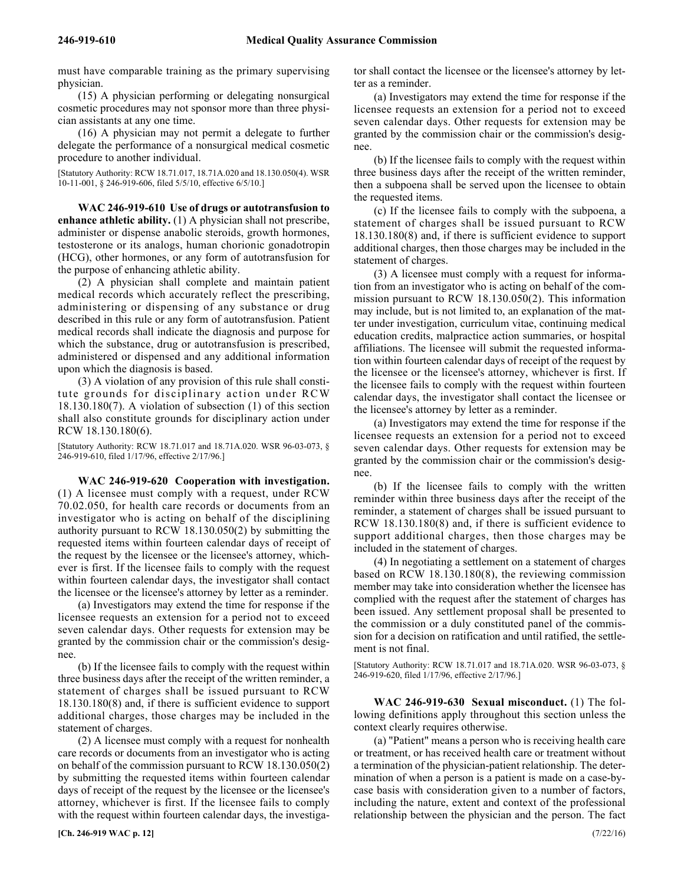must have comparable training as the primary supervising physician.

(15) A physician performing or delegating nonsurgical cosmetic procedures may not sponsor more than three physician assistants at any one time.

(16) A physician may not permit a delegate to further delegate the performance of a nonsurgical medical cosmetic procedure to another individual.

[Statutory Authority: RCW 18.71.017, 18.71A.020 and 18.130.050(4). WSR 10-11-001, § 246-919-606, filed 5/5/10, effective 6/5/10.]

**WAC 246-919-610 Use of drugs or autotransfusion to enhance athletic ability.** (1) A physician shall not prescribe, administer or dispense anabolic steroids, growth hormones, testosterone or its analogs, human chorionic gonadotropin (HCG), other hormones, or any form of autotransfusion for the purpose of enhancing athletic ability.

(2) A physician shall complete and maintain patient medical records which accurately reflect the prescribing, administering or dispensing of any substance or drug described in this rule or any form of autotransfusion. Patient medical records shall indicate the diagnosis and purpose for which the substance, drug or autotransfusion is prescribed, administered or dispensed and any additional information upon which the diagnosis is based.

(3) A violation of any provision of this rule shall constitute grounds for disciplinary action under RCW 18.130.180(7). A violation of subsection (1) of this section shall also constitute grounds for disciplinary action under RCW 18.130.180(6).

[Statutory Authority: RCW 18.71.017 and 18.71A.020. WSR 96-03-073, § 246-919-610, filed 1/17/96, effective 2/17/96.]

**WAC 246-919-620 Cooperation with investigation.** (1) A licensee must comply with a request, under RCW 70.02.050, for health care records or documents from an investigator who is acting on behalf of the disciplining authority pursuant to RCW 18.130.050(2) by submitting the requested items within fourteen calendar days of receipt of the request by the licensee or the licensee's attorney, whichever is first. If the licensee fails to comply with the request within fourteen calendar days, the investigator shall contact the licensee or the licensee's attorney by letter as a reminder.

(a) Investigators may extend the time for response if the licensee requests an extension for a period not to exceed seven calendar days. Other requests for extension may be granted by the commission chair or the commission's designee.

(b) If the licensee fails to comply with the request within three business days after the receipt of the written reminder, a statement of charges shall be issued pursuant to RCW 18.130.180(8) and, if there is sufficient evidence to support additional charges, those charges may be included in the statement of charges.

(2) A licensee must comply with a request for nonhealth care records or documents from an investigator who is acting on behalf of the commission pursuant to RCW 18.130.050(2) by submitting the requested items within fourteen calendar days of receipt of the request by the licensee or the licensee's attorney, whichever is first. If the licensee fails to comply with the request within fourteen calendar days, the investigator shall contact the licensee or the licensee's attorney by letter as a reminder.

(a) Investigators may extend the time for response if the licensee requests an extension for a period not to exceed seven calendar days. Other requests for extension may be granted by the commission chair or the commission's designee.

(b) If the licensee fails to comply with the request within three business days after the receipt of the written reminder, then a subpoena shall be served upon the licensee to obtain the requested items.

(c) If the licensee fails to comply with the subpoena, a statement of charges shall be issued pursuant to RCW 18.130.180(8) and, if there is sufficient evidence to support additional charges, then those charges may be included in the statement of charges.

(3) A licensee must comply with a request for information from an investigator who is acting on behalf of the commission pursuant to RCW 18.130.050(2). This information may include, but is not limited to, an explanation of the matter under investigation, curriculum vitae, continuing medical education credits, malpractice action summaries, or hospital affiliations. The licensee will submit the requested information within fourteen calendar days of receipt of the request by the licensee or the licensee's attorney, whichever is first. If the licensee fails to comply with the request within fourteen calendar days, the investigator shall contact the licensee or the licensee's attorney by letter as a reminder.

(a) Investigators may extend the time for response if the licensee requests an extension for a period not to exceed seven calendar days. Other requests for extension may be granted by the commission chair or the commission's designee.

(b) If the licensee fails to comply with the written reminder within three business days after the receipt of the reminder, a statement of charges shall be issued pursuant to RCW 18.130.180(8) and, if there is sufficient evidence to support additional charges, then those charges may be included in the statement of charges.

(4) In negotiating a settlement on a statement of charges based on RCW 18.130.180(8), the reviewing commission member may take into consideration whether the licensee has complied with the request after the statement of charges has been issued. Any settlement proposal shall be presented to the commission or a duly constituted panel of the commission for a decision on ratification and until ratified, the settlement is not final.

[Statutory Authority: RCW 18.71.017 and 18.71A.020. WSR 96-03-073, § 246-919-620, filed 1/17/96, effective 2/17/96.]

**WAC 246-919-630 Sexual misconduct.** (1) The following definitions apply throughout this section unless the context clearly requires otherwise.

(a) "Patient" means a person who is receiving health care or treatment, or has received health care or treatment without a termination of the physician-patient relationship. The determination of when a person is a patient is made on a case-by-case basis with consideration given to a number of factors, including the nature, extent and context of the professional relationship between the physician and the person. The fact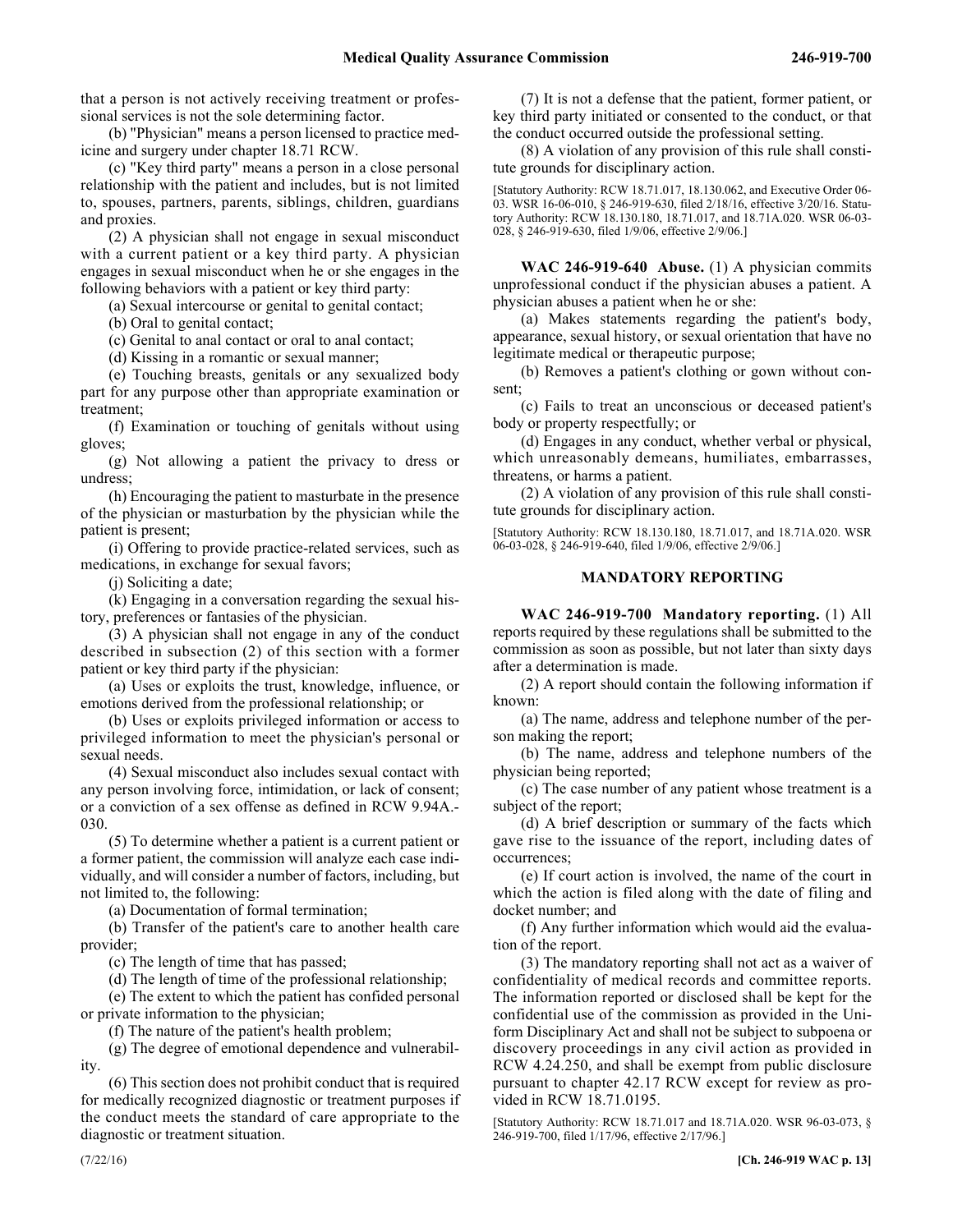that a person is not actively receiving treatment or professional services is not the sole determining factor.

(b) "Physician" means a person licensed to practice medicine and surgery under chapter 18.71 RCW.

(c) "Key third party" means a person in a close personal relationship with the patient and includes, but is not limited to, spouses, partners, parents, siblings, children, guardians and proxies.

(2) A physician shall not engage in sexual misconduct with a current patient or a key third party. A physician engages in sexual misconduct when he or she engages in the following behaviors with a patient or key third party:

(a) Sexual intercourse or genital to genital contact;

(b) Oral to genital contact;

(c) Genital to anal contact or oral to anal contact;

(d) Kissing in a romantic or sexual manner;

(e) Touching breasts, genitals or any sexualized body part for any purpose other than appropriate examination or treatment;

(f) Examination or touching of genitals without using gloves;

(g) Not allowing a patient the privacy to dress or undress;

(h) Encouraging the patient to masturbate in the presence of the physician or masturbation by the physician while the patient is present;

(i) Offering to provide practice-related services, such as medications, in exchange for sexual favors;

(j) Soliciting a date;

(k) Engaging in a conversation regarding the sexual history, preferences or fantasies of the physician.

(3) A physician shall not engage in any of the conduct described in subsection (2) of this section with a former patient or key third party if the physician:

(a) Uses or exploits the trust, knowledge, influence, or emotions derived from the professional relationship; or

(b) Uses or exploits privileged information or access to privileged information to meet the physician's personal or sexual needs.

(4) Sexual misconduct also includes sexual contact with any person involving force, intimidation, or lack of consent; or a conviction of a sex offense as defined in RCW 9.94A.030.

(5) To determine whether a patient is a current patient or a former patient, the commission will analyze each case individually, and will consider a number of factors, including, but not limited to, the following:

(a) Documentation of formal termination;

(b) Transfer of the patient's care to another health care provider;

(c) The length of time that has passed;

(d) The length of time of the professional relationship;

(e) The extent to which the patient has confided personal or private information to the physician;

(f) The nature of the patient's health problem;

(g) The degree of emotional dependence and vulnerability.

(6) This section does not prohibit conduct that is required for medically recognized diagnostic or treatment purposes if the conduct meets the standard of care appropriate to the diagnostic or treatment situation.

(7) It is not a defense that the patient, former patient, or key third party initiated or consented to the conduct, or that the conduct occurred outside the professional setting.

(8) A violation of any provision of this rule shall constitute grounds for disciplinary action.

[Statutory Authority: RCW 18.71.017, 18.130.062, and Executive Order 06-03. WSR 16-06-010, § 246-919-630, filed 2/18/16, effective 3/20/16. Statutory Authority: RCW 18.130.180, 18.71.017, and 18.71A.020. WSR 06-03-028, § 246-919-630, filed 1/9/06, effective 2/9/06.]

**WAC 246-919-640 Abuse.** (1) A physician commits unprofessional conduct if the physician abuses a patient. A physician abuses a patient when he or she:

(a) Makes statements regarding the patient's body, appearance, sexual history, or sexual orientation that have no legitimate medical or therapeutic purpose;

(b) Removes a patient's clothing or gown without consent;

(c) Fails to treat an unconscious or deceased patient's body or property respectfully; or

(d) Engages in any conduct, whether verbal or physical, which unreasonably demeans, humiliates, embarrasses, threatens, or harms a patient.

(2) A violation of any provision of this rule shall constitute grounds for disciplinary action.

[Statutory Authority: RCW 18.130.180, 18.71.017, and 18.71A.020. WSR 06-03-028, § 246-919-640, filed 1/9/06, effective 2/9/06.]

## MANDATORY REPORTING

**WAC 246-919-700 Mandatory reporting.** (1) All reports required by these regulations shall be submitted to the commission as soon as possible, but not later than sixty days after a determination is made.

(2) A report should contain the following information if known:

(a) The name, address and telephone number of the person making the report;

(b) The name, address and telephone numbers of the physician being reported;

(c) The case number of any patient whose treatment is a subject of the report;

(d) A brief description or summary of the facts which gave rise to the issuance of the report, including dates of occurrences;

(e) If court action is involved, the name of the court in which the action is filed along with the date of filing and docket number; and

(f) Any further information which would aid the evaluation of the report.

(3) The mandatory reporting shall not act as a waiver of confidentiality of medical records and committee reports. The information reported or disclosed shall be kept for the confidential use of the commission as provided in the Uniform Disciplinary Act and shall not be subject to subpoena or discovery proceedings in any civil action as provided in RCW 4.24.250, and shall be exempt from public disclosure pursuant to chapter 42.17 RCW except for review as provided in RCW 18.71.0195.

[Statutory Authority: RCW 18.71.017 and 18.71A.020. WSR 96-03-073, § 246-919-700, filed 1/17/96, effective 2/17/96.]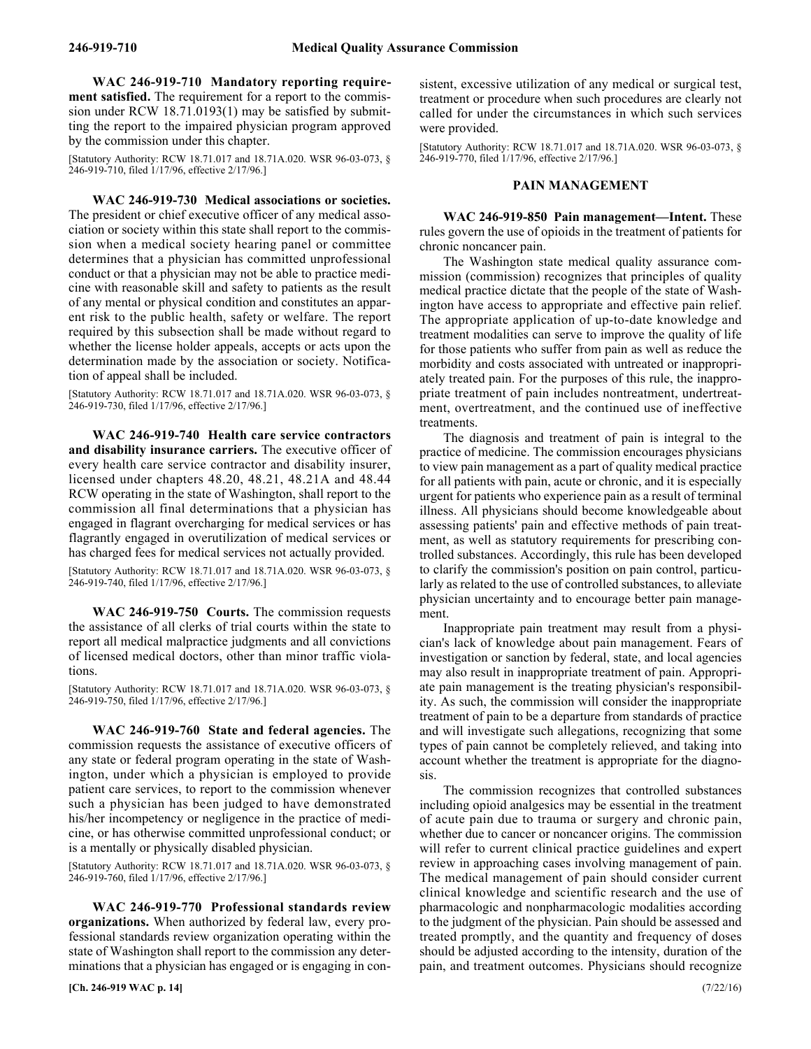**WAC 246-919-710 Mandatory reporting requirement satisfied.** The requirement for a report to the commission under RCW 18.71.0193(1) may be satisfied by submitting the report to the impaired physician program approved by the commission under this chapter.

[Statutory Authority: RCW 18.71.017 and 18.71A.020. WSR 96-03-073, § 246-919-710, filed 1/17/96, effective 2/17/96.]

**WAC 246-919-730 Medical associations or societies.** The president or chief executive officer of any medical association or society within this state shall report to the commission when a medical society hearing panel or committee determines that a physician has committed unprofessional conduct or that a physician may not be able to practice medicine with reasonable skill and safety to patients as the result of any mental or physical condition and constitutes an apparent risk to the public health, safety or welfare. The report required by this subsection shall be made without regard to whether the license holder appeals, accepts or acts upon the determination made by the association or society. Notification of appeal shall be included.

[Statutory Authority: RCW 18.71.017 and 18.71A.020. WSR 96-03-073, § 246-919-730, filed 1/17/96, effective 2/17/96.]

**WAC 246-919-740 Health care service contractors and disability insurance carriers.** The executive officer of every health care service contractor and disability insurer, licensed under chapters 48.20, 48.21, 48.21A and 48.44 RCW operating in the state of Washington, shall report to the commission all final determinations that a physician has engaged in flagrant overcharging for medical services or has flagrantly engaged in overutilization of medical services or has charged fees for medical services not actually provided.

[Statutory Authority: RCW 18.71.017 and 18.71A.020. WSR 96-03-073, § 246-919-740, filed 1/17/96, effective 2/17/96.]

**WAC 246-919-750 Courts.** The commission requests the assistance of all clerks of trial courts within the state to report all medical malpractice judgments and all convictions of licensed medical doctors, other than minor traffic violations.

[Statutory Authority: RCW 18.71.017 and 18.71A.020. WSR 96-03-073, § 246-919-750, filed 1/17/96, effective 2/17/96.]

**WAC 246-919-760 State and federal agencies.** The commission requests the assistance of executive officers of any state or federal program operating in the state of Washington, under which a physician is employed to provide patient care services, to report to the commission whenever such a physician has been judged to have demonstrated his/her incompetency or negligence in the practice of medicine, or has otherwise committed unprofessional conduct; or is a mentally or physically disabled physician.

[Statutory Authority: RCW 18.71.017 and 18.71A.020. WSR 96-03-073, § 246-919-760, filed 1/17/96, effective 2/17/96.]

**WAC 246-919-770 Professional standards review organizations.** When authorized by federal law, every professional standards review organization operating within the state of Washington shall report to the commission any determinations that a physician has engaged or is engaging in consistent, excessive utilization of any medical or surgical test, treatment or procedure when such procedures are clearly not called for under the circumstances in which such services were provided.

[Statutory Authority: RCW 18.71.017 and 18.71A.020. WSR 96-03-073, § 246-919-770, filed 1/17/96, effective 2/17/96.]

## PAIN MANAGEMENT

**WAC 246-919-850 Pain management—Intent.** These rules govern the use of opioids in the treatment of patients for chronic noncancer pain.

The Washington state medical quality assurance commission (commission) recognizes that principles of quality medical practice dictate that the people of the state of Washington have access to appropriate and effective pain relief. The appropriate application of up-to-date knowledge and treatment modalities can serve to improve the quality of life for those patients who suffer from pain as well as reduce the morbidity and costs associated with untreated or inappropriately treated pain. For the purposes of this rule, the inappropriate treatment of pain includes nontreatment, undertreatment, overtreatment, and the continued use of ineffective treatments.

The diagnosis and treatment of pain is integral to the practice of medicine. The commission encourages physicians to view pain management as a part of quality medical practice for all patients with pain, acute or chronic, and it is especially urgent for patients who experience pain as a result of terminal illness. All physicians should become knowledgeable about assessing patients' pain and effective methods of pain treatment, as well as statutory requirements for prescribing controlled substances. Accordingly, this rule has been developed to clarify the commission's position on pain control, particularly as related to the use of controlled substances, to alleviate physician uncertainty and to encourage better pain management.

Inappropriate pain treatment may result from a physician's lack of knowledge about pain management. Fears of investigation or sanction by federal, state, and local agencies may also result in inappropriate treatment of pain. Appropriate pain management is the treating physician's responsibility. As such, the commission will consider the inappropriate treatment of pain to be a departure from standards of practice and will investigate such allegations, recognizing that some types of pain cannot be completely relieved, and taking into account whether the treatment is appropriate for the diagnosis.

The commission recognizes that controlled substances including opioid analgesics may be essential in the treatment of acute pain due to trauma or surgery and chronic pain, whether due to cancer or noncancer origins. The commission will refer to current clinical practice guidelines and expert review in approaching cases involving management of pain. The medical management of pain should consider current clinical knowledge and scientific research and the use of pharmacologic and nonpharmacologic modalities according to the judgment of the physician. Pain should be assessed and treated promptly, and the quantity and frequency of doses should be adjusted according to the intensity, duration of the pain, and treatment outcomes. Physicians should recognize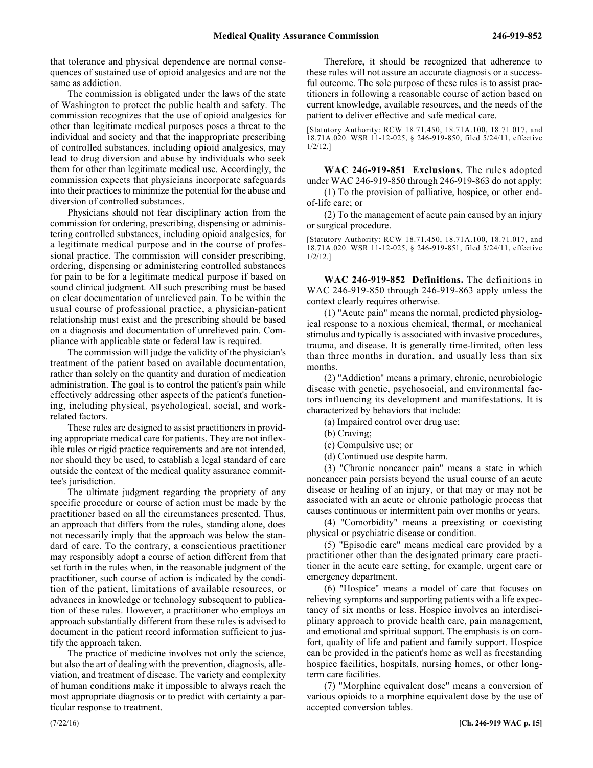that tolerance and physical dependence are normal consequences of sustained use of opioid analgesics and are not the same as addiction.

The commission is obligated under the laws of the state of Washington to protect the public health and safety. The commission recognizes that the use of opioid analgesics for other than legitimate medical purposes poses a threat to the individual and society and that the inappropriate prescribing of controlled substances, including opioid analgesics, may lead to drug diversion and abuse by individuals who seek them for other than legitimate medical use. Accordingly, the commission expects that physicians incorporate safeguards into their practices to minimize the potential for the abuse and diversion of controlled substances.

Physicians should not fear disciplinary action from the commission for ordering, prescribing, dispensing or administering controlled substances, including opioid analgesics, for a legitimate medical purpose and in the course of professional practice. The commission will consider prescribing, ordering, dispensing or administering controlled substances for pain to be for a legitimate medical purpose if based on sound clinical judgment. All such prescribing must be based on clear documentation of unrelieved pain. To be within the usual course of professional practice, a physician-patient relationship must exist and the prescribing should be based on a diagnosis and documentation of unrelieved pain. Compliance with applicable state or federal law is required.

The commission will judge the validity of the physician's treatment of the patient based on available documentation, rather than solely on the quantity and duration of medication administration. The goal is to control the patient's pain while effectively addressing other aspects of the patient's functioning, including physical, psychological, social, and work-related factors.

These rules are designed to assist practitioners in providing appropriate medical care for patients. They are not inflexible rules or rigid practice requirements and are not intended, nor should they be used, to establish a legal standard of care outside the context of the medical quality assurance committee's jurisdiction.

The ultimate judgment regarding the propriety of any specific procedure or course of action must be made by the practitioner based on all the circumstances presented. Thus, an approach that differs from the rules, standing alone, does not necessarily imply that the approach was below the standard of care. To the contrary, a conscientious practitioner may responsibly adopt a course of action different from that set forth in the rules when, in the reasonable judgment of the practitioner, such course of action is indicated by the condition of the patient, limitations of available resources, or advances in knowledge or technology subsequent to publication of these rules. However, a practitioner who employs an approach substantially different from these rules is advised to document in the patient record information sufficient to justify the approach taken.

The practice of medicine involves not only the science, but also the art of dealing with the prevention, diagnosis, alleviation, and treatment of disease. The variety and complexity of human conditions make it impossible to always reach the most appropriate diagnosis or to predict with certainty a particular response to treatment.

Therefore, it should be recognized that adherence to these rules will not assure an accurate diagnosis or a successful outcome. The sole purpose of these rules is to assist practitioners in following a reasonable course of action based on current knowledge, available resources, and the needs of the patient to deliver effective and safe medical care.

[Statutory Authority: RCW 18.71.450, 18.71A.100, 18.71.017, and 18.71A.020. WSR 11-12-025, § 246-919-850, filed 5/24/11, effective 1/2/12.]

**WAC 246-919-851 Exclusions.** The rules adopted under WAC 246-919-850 through 246-919-863 do not apply:

(1) To the provision of palliative, hospice, or other end-of-life care; or

(2) To the management of acute pain caused by an injury or surgical procedure.

[Statutory Authority: RCW 18.71.450, 18.71A.100, 18.71.017, and 18.71A.020. WSR 11-12-025, § 246-919-851, filed 5/24/11, effective 1/2/12.]

**WAC 246-919-852 Definitions.** The definitions in WAC 246-919-850 through 246-919-863 apply unless the context clearly requires otherwise.

(1) "Acute pain" means the normal, predicted physiological response to a noxious chemical, thermal, or mechanical stimulus and typically is associated with invasive procedures, trauma, and disease. It is generally time-limited, often less than three months in duration, and usually less than six months.

(2) "Addiction" means a primary, chronic, neurobiologic disease with genetic, psychosocial, and environmental factors influencing its development and manifestations. It is characterized by behaviors that include:

(a) Impaired control over drug use;

(b) Craving;

(c) Compulsive use; or

(d) Continued use despite harm.

(3) "Chronic noncancer pain" means a state in which noncancer pain persists beyond the usual course of an acute disease or healing of an injury, or that may or may not be associated with an acute or chronic pathologic process that causes continuous or intermittent pain over months or years.

(4) "Comorbidity" means a preexisting or coexisting physical or psychiatric disease or condition.

(5) "Episodic care" means medical care provided by a practitioner other than the designated primary care practitioner in the acute care setting, for example, urgent care or emergency department.

(6) "Hospice" means a model of care that focuses on relieving symptoms and supporting patients with a life expectancy of six months or less. Hospice involves an interdisciplinary approach to provide health care, pain management, and emotional and spiritual support. The emphasis is on comfort, quality of life and patient and family support. Hospice can be provided in the patient's home as well as freestanding hospice facilities, hospitals, nursing homes, or other long-term care facilities.

(7) "Morphine equivalent dose" means a conversion of various opioids to a morphine equivalent dose by the use of accepted conversion tables.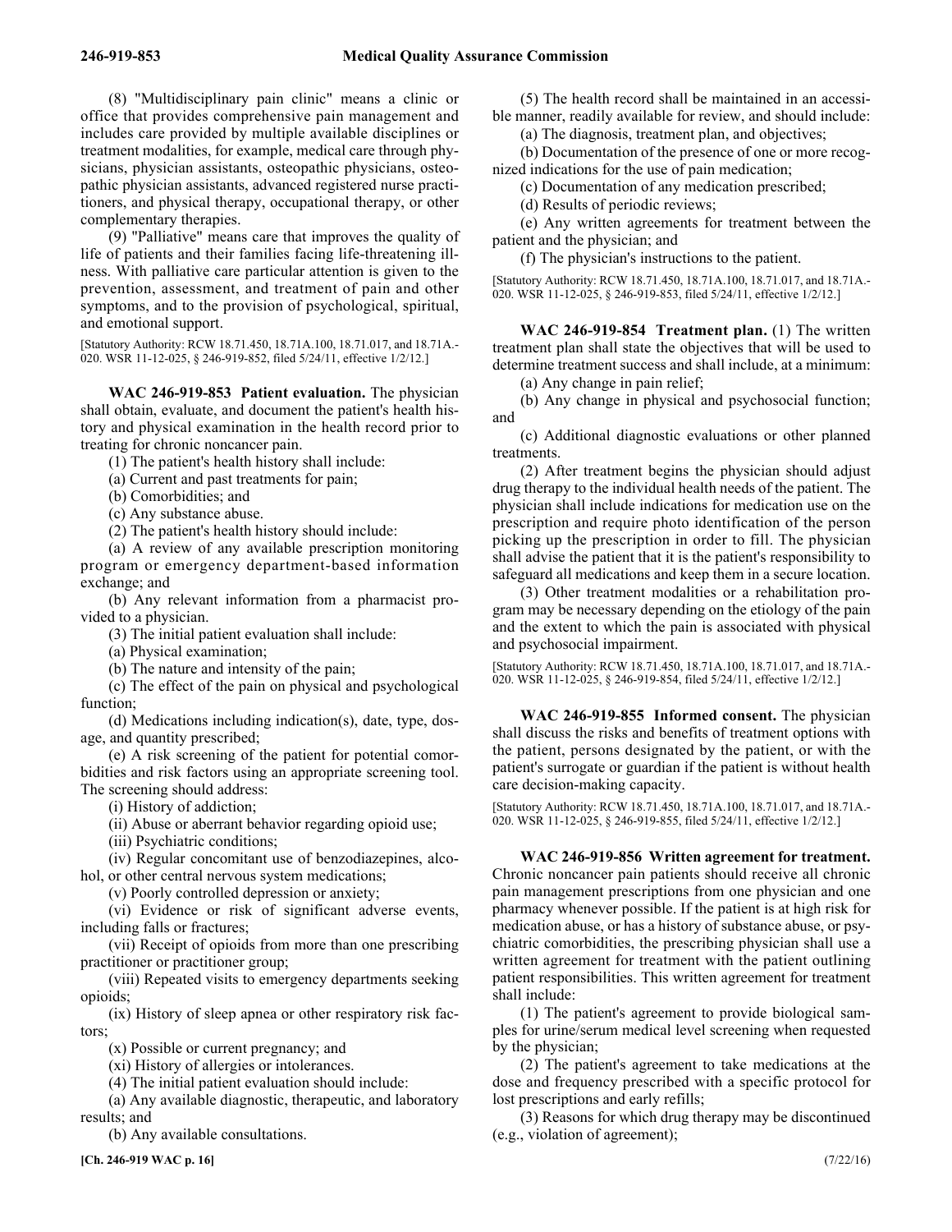(8) "Multidisciplinary pain clinic" means a clinic or office that provides comprehensive pain management and includes care provided by multiple available disciplines or treatment modalities, for example, medical care through physicians, physician assistants, osteopathic physicians, osteopathic physician assistants, advanced registered nurse practitioners, and physical therapy, occupational therapy, or other complementary therapies.

(9) "Palliative" means care that improves the quality of life of patients and their families facing life-threatening illness. With palliative care particular attention is given to the prevention, assessment, and treatment of pain and other symptoms, and to the provision of psychological, spiritual, and emotional support.

[Statutory Authority: RCW 18.71.450, 18.71A.100, 18.71.017, and 18.71A.020. WSR 11-12-025, § 246-919-852, filed 5/24/11, effective 1/2/12.]

**WAC 246-919-853 Patient evaluation.** The physician shall obtain, evaluate, and document the patient's health history and physical examination in the health record prior to treating for chronic noncancer pain.

(1) The patient's health history shall include:

(a) Current and past treatments for pain;

(b) Comorbidities; and

(c) Any substance abuse.

(2) The patient's health history should include:

(a) A review of any available prescription monitoring program or emergency department-based information exchange; and

(b) Any relevant information from a pharmacist provided to a physician.

(3) The initial patient evaluation shall include:

(a) Physical examination;

(b) The nature and intensity of the pain;

(c) The effect of the pain on physical and psychological function;

(d) Medications including indication(s), date, type, dosage, and quantity prescribed;

(e) A risk screening of the patient for potential comorbidities and risk factors using an appropriate screening tool. The screening should address:

(i) History of addiction;

(ii) Abuse or aberrant behavior regarding opioid use;

(iii) Psychiatric conditions;

(iv) Regular concomitant use of benzodiazepines, alcohol, or other central nervous system medications;

(v) Poorly controlled depression or anxiety;

(vi) Evidence or risk of significant adverse events, including falls or fractures;

(vii) Receipt of opioids from more than one prescribing practitioner or practitioner group;

(viii) Repeated visits to emergency departments seeking opioids;

(ix) History of sleep apnea or other respiratory risk factors;

(x) Possible or current pregnancy; and

(xi) History of allergies or intolerances.

(4) The initial patient evaluation should include:

(a) Any available diagnostic, therapeutic, and laboratory results; and

(b) Any available consultations.

(5) The health record shall be maintained in an accessible manner, readily available for review, and should include:

(a) The diagnosis, treatment plan, and objectives;

(b) Documentation of the presence of one or more recognized indications for the use of pain medication;

(c) Documentation of any medication prescribed;

(d) Results of periodic reviews;

(e) Any written agreements for treatment between the patient and the physician; and

(f) The physician's instructions to the patient.

[Statutory Authority: RCW 18.71.450, 18.71A.100, 18.71.017, and 18.71A.020. WSR 11-12-025, § 246-919-853, filed 5/24/11, effective 1/2/12.]

**WAC 246-919-854 Treatment plan.** (1) The written treatment plan shall state the objectives that will be used to determine treatment success and shall include, at a minimum:

(a) Any change in pain relief;

(b) Any change in physical and psychosocial function; and

(c) Additional diagnostic evaluations or other planned treatments.

(2) After treatment begins the physician should adjust drug therapy to the individual health needs of the patient. The physician shall include indications for medication use on the prescription and require photo identification of the person picking up the prescription in order to fill. The physician shall advise the patient that it is the patient's responsibility to safeguard all medications and keep them in a secure location.

(3) Other treatment modalities or a rehabilitation program may be necessary depending on the etiology of the pain and the extent to which the pain is associated with physical and psychosocial impairment.

[Statutory Authority: RCW 18.71.450, 18.71A.100, 18.71.017, and 18.71A.020. WSR 11-12-025, § 246-919-854, filed 5/24/11, effective 1/2/12.]

**WAC 246-919-855 Informed consent.** The physician shall discuss the risks and benefits of treatment options with the patient, persons designated by the patient, or with the patient's surrogate or guardian if the patient is without health care decision-making capacity.

[Statutory Authority: RCW 18.71.450, 18.71A.100, 18.71.017, and 18.71A.020. WSR 11-12-025, § 246-919-855, filed 5/24/11, effective 1/2/12.]

**WAC 246-919-856 Written agreement for treatment.** Chronic noncancer pain patients should receive all chronic pain management prescriptions from one physician and one pharmacy whenever possible. If the patient is at high risk for medication abuse, or has a history of substance abuse, or psychiatric comorbidities, the prescribing physician shall use a written agreement for treatment with the patient outlining patient responsibilities. This written agreement for treatment shall include:

(1) The patient's agreement to provide biological samples for urine/serum medical level screening when requested by the physician;

(2) The patient's agreement to take medications at the dose and frequency prescribed with a specific protocol for lost prescriptions and early refills;

(3) Reasons for which drug therapy may be discontinued (e.g., violation of agreement);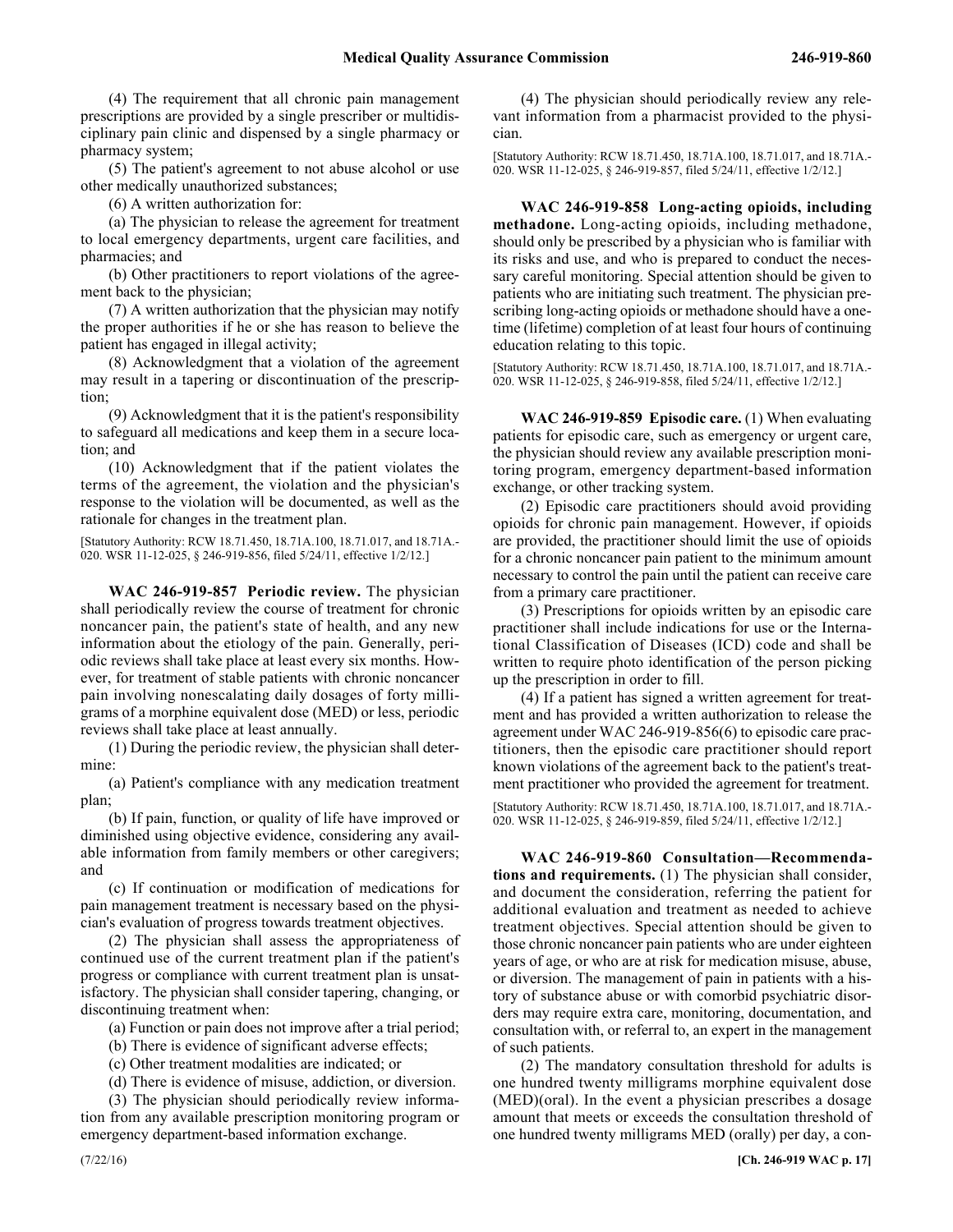(4) The requirement that all chronic pain management prescriptions are provided by a single prescriber or multidisciplinary pain clinic and dispensed by a single pharmacy or pharmacy system;

(5) The patient's agreement to not abuse alcohol or use other medically unauthorized substances;

(6) A written authorization for:

(a) The physician to release the agreement for treatment to local emergency departments, urgent care facilities, and pharmacies; and

(b) Other practitioners to report violations of the agreement back to the physician;

(7) A written authorization that the physician may notify the proper authorities if he or she has reason to believe the patient has engaged in illegal activity;

(8) Acknowledgment that a violation of the agreement may result in a tapering or discontinuation of the prescription;

(9) Acknowledgment that it is the patient's responsibility to safeguard all medications and keep them in a secure location; and

(10) Acknowledgment that if the patient violates the terms of the agreement, the violation and the physician's response to the violation will be documented, as well as the rationale for changes in the treatment plan.

[Statutory Authority: RCW 18.71.450, 18.71A.100, 18.71.017, and 18.71A.020. WSR 11-12-025, § 246-919-856, filed 5/24/11, effective 1/2/12.]

**WAC 246-919-857 Periodic review.** The physician shall periodically review the course of treatment for chronic noncancer pain, the patient's state of health, and any new information about the etiology of the pain. Generally, periodic reviews shall take place at least every six months. However, for treatment of stable patients with chronic noncancer pain involving nonescalating daily dosages of forty milligrams of a morphine equivalent dose (MED) or less, periodic reviews shall take place at least annually.

(1) During the periodic review, the physician shall determine:

(a) Patient's compliance with any medication treatment plan;

(b) If pain, function, or quality of life have improved or diminished using objective evidence, considering any available information from family members or other caregivers; and

(c) If continuation or modification of medications for pain management treatment is necessary based on the physician's evaluation of progress towards treatment objectives.

(2) The physician shall assess the appropriateness of continued use of the current treatment plan if the patient's progress or compliance with current treatment plan is unsatisfactory. The physician shall consider tapering, changing, or discontinuing treatment when:

(a) Function or pain does not improve after a trial period;

(b) There is evidence of significant adverse effects;

(c) Other treatment modalities are indicated; or

(d) There is evidence of misuse, addiction, or diversion.

(3) The physician should periodically review information from any available prescription monitoring program or emergency department-based information exchange.

(4) The physician should periodically review any relevant information from a pharmacist provided to the physician.

[Statutory Authority: RCW 18.71.450, 18.71A.100, 18.71.017, and 18.71A.020. WSR 11-12-025, § 246-919-857, filed 5/24/11, effective 1/2/12.]

**WAC 246-919-858 Long-acting opioids, including methadone.** Long-acting opioids, including methadone, should only be prescribed by a physician who is familiar with its risks and use, and who is prepared to conduct the necessary careful monitoring. Special attention should be given to patients who are initiating such treatment. The physician prescribing long-acting opioids or methadone should have a one-time (lifetime) completion of at least four hours of continuing education relating to this topic.

[Statutory Authority: RCW 18.71.450, 18.71A.100, 18.71.017, and 18.71A.020. WSR 11-12-025, § 246-919-858, filed 5/24/11, effective 1/2/12.]

**WAC 246-919-859 Episodic care.** (1) When evaluating patients for episodic care, such as emergency or urgent care, the physician should review any available prescription monitoring program, emergency department-based information exchange, or other tracking system.

(2) Episodic care practitioners should avoid providing opioids for chronic pain management. However, if opioids are provided, the practitioner should limit the use of opioids for a chronic noncancer pain patient to the minimum amount necessary to control the pain until the patient can receive care from a primary care practitioner.

(3) Prescriptions for opioids written by an episodic care practitioner shall include indications for use or the International Classification of Diseases (ICD) code and shall be written to require photo identification of the person picking up the prescription in order to fill.

(4) If a patient has signed a written agreement for treatment and has provided a written authorization to release the agreement under WAC 246-919-856(6) to episodic care practitioners, then the episodic care practitioner should report known violations of the agreement back to the patient's treatment practitioner who provided the agreement for treatment.

[Statutory Authority: RCW 18.71.450, 18.71A.100, 18.71.017, and 18.71A.020. WSR 11-12-025, § 246-919-859, filed 5/24/11, effective 1/2/12.]

**WAC 246-919-860 Consultation—Recommendations and requirements.** (1) The physician shall consider, and document the consideration, referring the patient for additional evaluation and treatment as needed to achieve treatment objectives. Special attention should be given to those chronic noncancer pain patients who are under eighteen years of age, or who are at risk for medication misuse, abuse, or diversion. The management of pain in patients with a history of substance abuse or with comorbid psychiatric disorders may require extra care, monitoring, documentation, and consultation with, or referral to, an expert in the management of such patients.

(2) The mandatory consultation threshold for adults is one hundred twenty milligrams morphine equivalent dose (MED)(oral). In the event a physician prescribes a dosage amount that meets or exceeds the consultation threshold of one hundred twenty milligrams MED (orally) per day, a con-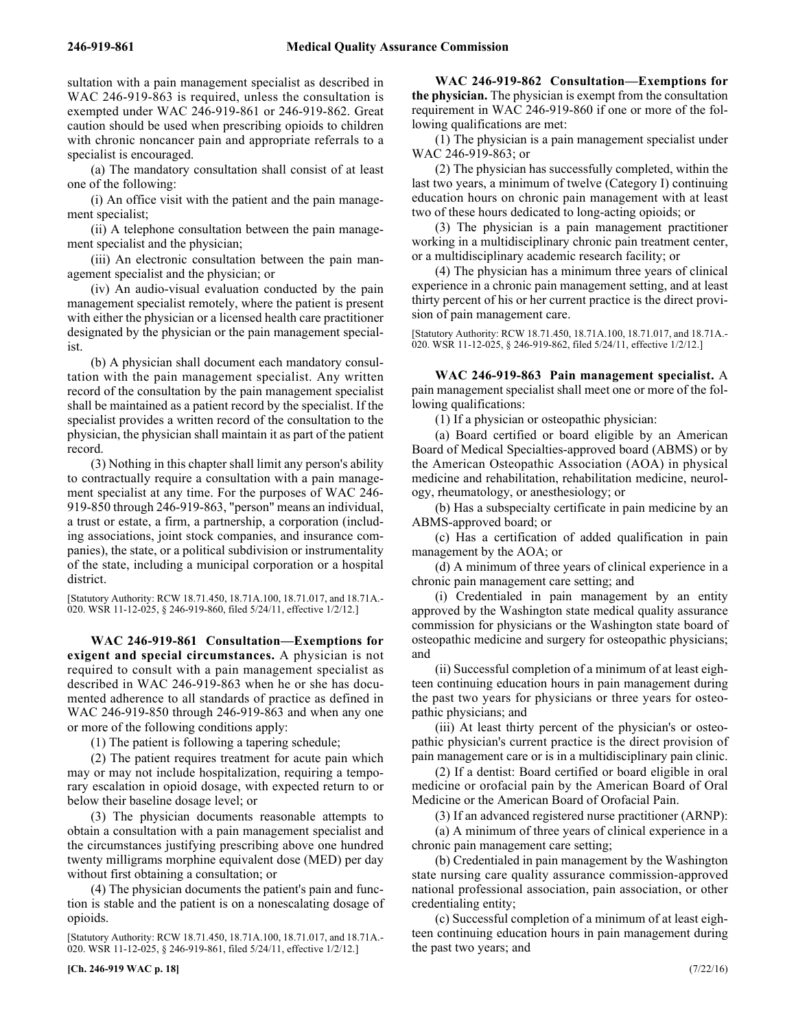sultation with a pain management specialist as described in WAC 246-919-863 is required, unless the consultation is exempted under WAC 246-919-861 or 246-919-862. Great caution should be used when prescribing opioids to children with chronic noncancer pain and appropriate referrals to a specialist is encouraged.

(a) The mandatory consultation shall consist of at least one of the following:

(i) An office visit with the patient and the pain management specialist;

(ii) A telephone consultation between the pain management specialist and the physician;

(iii) An electronic consultation between the pain management specialist and the physician; or

(iv) An audio-visual evaluation conducted by the pain management specialist remotely, where the patient is present with either the physician or a licensed health care practitioner designated by the physician or the pain management specialist.

(b) A physician shall document each mandatory consultation with the pain management specialist. Any written record of the consultation by the pain management specialist shall be maintained as a patient record by the specialist. If the specialist provides a written record of the consultation to the physician, the physician shall maintain it as part of the patient record.

(3) Nothing in this chapter shall limit any person's ability to contractually require a consultation with a pain management specialist at any time. For the purposes of WAC 246-919-850 through 246-919-863, "person" means an individual, a trust or estate, a firm, a partnership, a corporation (including associations, joint stock companies, and insurance companies), the state, or a political subdivision or instrumentality of the state, including a municipal corporation or a hospital district.

[Statutory Authority: RCW 18.71.450, 18.71A.100, 18.71.017, and 18.71A.020. WSR 11-12-025, § 246-919-860, filed 5/24/11, effective 1/2/12.]

**WAC 246-919-861 Consultation—Exemptions for exigent and special circumstances.** A physician is not required to consult with a pain management specialist as described in WAC 246-919-863 when he or she has documented adherence to all standards of practice as defined in WAC 246-919-850 through 246-919-863 and when any one or more of the following conditions apply:

(1) The patient is following a tapering schedule;

(2) The patient requires treatment for acute pain which may or may not include hospitalization, requiring a temporary escalation in opioid dosage, with expected return to or below their baseline dosage level; or

(3) The physician documents reasonable attempts to obtain a consultation with a pain management specialist and the circumstances justifying prescribing above one hundred twenty milligrams morphine equivalent dose (MED) per day without first obtaining a consultation; or

(4) The physician documents the patient's pain and function is stable and the patient is on a nonescalating dosage of opioids.

[Statutory Authority: RCW 18.71.450, 18.71A.100, 18.71.017, and 18.71A.020. WSR 11-12-025, § 246-919-861, filed 5/24/11, effective 1/2/12.]

**WAC 246-919-862 Consultation—Exemptions for the physician.** The physician is exempt from the consultation requirement in WAC 246-919-860 if one or more of the following qualifications are met:

(1) The physician is a pain management specialist under WAC 246-919-863; or

(2) The physician has successfully completed, within the last two years, a minimum of twelve (Category I) continuing education hours on chronic pain management with at least two of these hours dedicated to long-acting opioids; or

(3) The physician is a pain management practitioner working in a multidisciplinary chronic pain treatment center, or a multidisciplinary academic research facility; or

(4) The physician has a minimum three years of clinical experience in a chronic pain management setting, and at least thirty percent of his or her current practice is the direct provision of pain management care.

[Statutory Authority: RCW 18.71.450, 18.71A.100, 18.71.017, and 18.71A.020. WSR 11-12-025, § 246-919-862, filed 5/24/11, effective 1/2/12.]

**WAC 246-919-863 Pain management specialist.** A pain management specialist shall meet one or more of the following qualifications:

(1) If a physician or osteopathic physician:

(a) Board certified or board eligible by an American Board of Medical Specialties-approved board (ABMS) or by the American Osteopathic Association (AOA) in physical medicine and rehabilitation, rehabilitation medicine, neurology, rheumatology, or anesthesiology; or

(b) Has a subspecialty certificate in pain medicine by an ABMS-approved board; or

(c) Has a certification of added qualification in pain management by the AOA; or

(d) A minimum of three years of clinical experience in a chronic pain management care setting; and

(i) Credentialed in pain management by an entity approved by the Washington state medical quality assurance commission for physicians or the Washington state board of osteopathic medicine and surgery for osteopathic physicians; and

(ii) Successful completion of a minimum of at least eighteen continuing education hours in pain management during the past two years for physicians or three years for osteopathic physicians; and

(iii) At least thirty percent of the physician's or osteopathic physician's current practice is the direct provision of pain management care or is in a multidisciplinary pain clinic.

(2) If a dentist: Board certified or board eligible in oral medicine or orofacial pain by the American Board of Oral Medicine or the American Board of Orofacial Pain.

(3) If an advanced registered nurse practitioner (ARNP):

(a) A minimum of three years of clinical experience in a chronic pain management care setting;

(b) Credentialed in pain management by the Washington state nursing care quality assurance commission-approved national professional association, pain association, or other credentialing entity;

(c) Successful completion of a minimum of at least eighteen continuing education hours in pain management during the past two years; and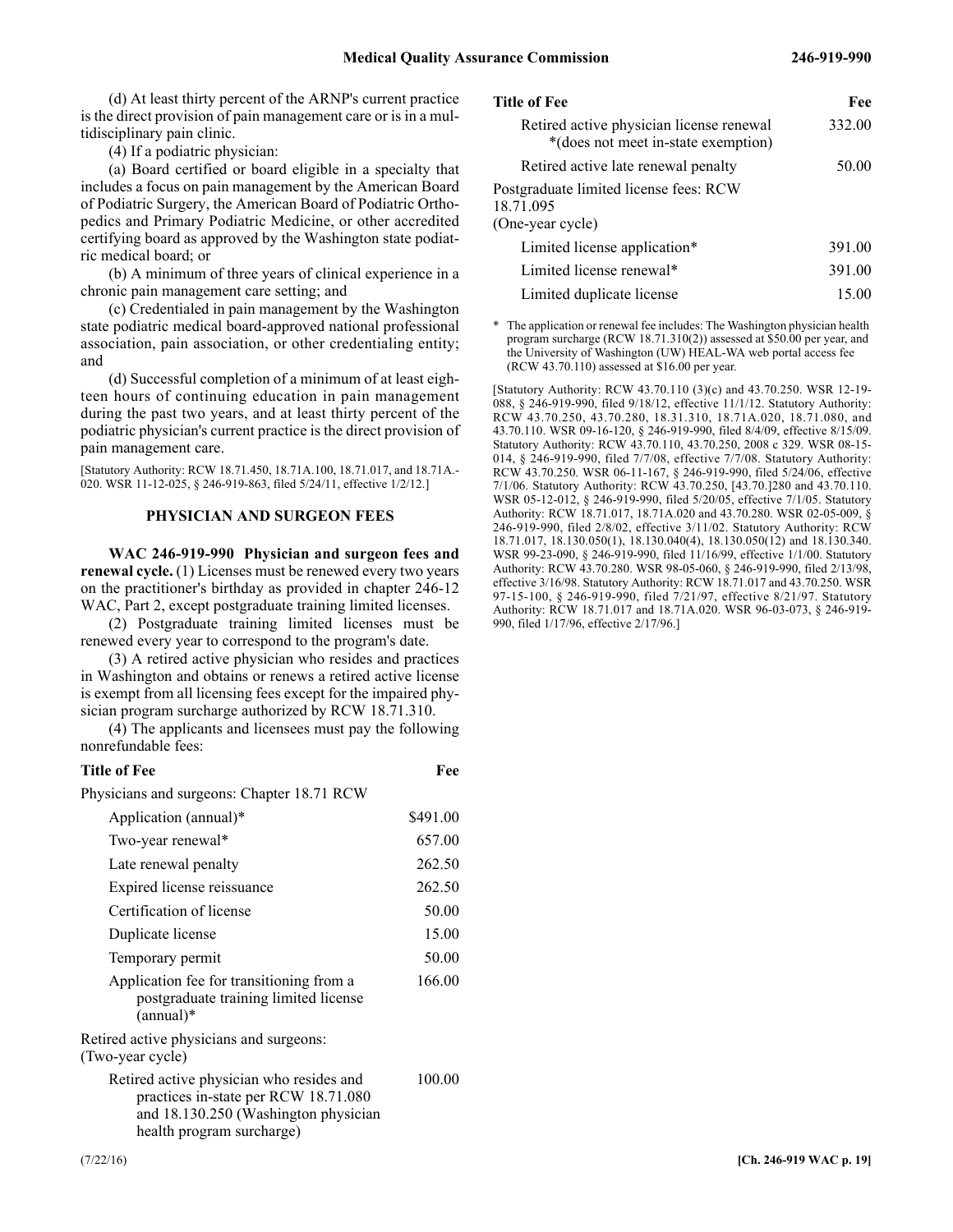(d) At least thirty percent of the ARNP's current practice is the direct provision of pain management care or is in a multidisciplinary pain clinic.

(4) If a podiatric physician:

(a) Board certified or board eligible in a specialty that includes a focus on pain management by the American Board of Podiatric Surgery, the American Board of Podiatric Orthopedics and Primary Podiatric Medicine, or other accredited certifying board as approved by the Washington state podiatric medical board; or

(b) A minimum of three years of clinical experience in a chronic pain management care setting; and

(c) Credentialed in pain management by the Washington state podiatric medical board-approved national professional association, pain association, or other credentialing entity; and

(d) Successful completion of a minimum of at least eighteen hours of continuing education in pain management during the past two years, and at least thirty percent of the podiatric physician's current practice is the direct provision of pain management care.

[Statutory Authority: RCW 18.71.450, 18.71A.100, 18.71.017, and 18.71A.020. WSR 11-12-025, § 246-919-863, filed 5/24/11, effective 1/2/12.]

## PHYSICIAN AND SURGEON FEES

**WAC 246-919-990 Physician and surgeon fees and renewal cycle.** (1) Licenses must be renewed every two years on the practitioner's birthday as provided in chapter 246-12 WAC, Part 2, except postgraduate training limited licenses.

(2) Postgraduate training limited licenses must be renewed every year to correspond to the program's date.

(3) A retired active physician who resides and practices in Washington and obtains or renews a retired active license is exempt from all licensing fees except for the impaired physician program surcharge authorized by RCW 18.71.310.

(4) The applicants and licensees must pay the following nonrefundable fees:

| Title of Fee | Fee |
|---|---|
| Physicians and surgeons: Chapter 18.71 RCW | |
| Application (annual)* | $491.00 |
| Two-year renewal* | 657.00 |
| Late renewal penalty | 262.50 |
| Expired license reissuance | 262.50 |
| Certification of license | 50.00 |
| Duplicate license | 15.00 |
| Temporary permit | 50.00 |
| Application fee for transitioning from a postgraduate training limited license (annual)* | 166.00 |
| Retired active physicians and surgeons: (Two-year cycle) | |
| Retired active physician who resides and practices in-state per RCW 18.71.080 and 18.130.250 (Washington physician health program surcharge) | 100.00 |
| Retired active physician license renewal *(does not meet in-state exemption) | 332.00 |
| Retired active late renewal penalty | 50.00 |
| Postgraduate limited license fees: RCW 18.71.095 (One-year cycle) | |
| Limited license application* | 391.00 |
| Limited license renewal* | 391.00 |
| Limited duplicate license | 15.00 |

\* The application or renewal fee includes: The Washington physician health program surcharge (RCW 18.71.310(2)) assessed at $50.00 per year, and the University of Washington (UW) HEAL-WA web portal access fee (RCW 43.70.110) assessed at $16.00 per year.

[Statutory Authority: RCW 43.70.110 (3)(c) and 43.70.250. WSR 12-19-088, § 246-919-990, filed 9/18/12, effective 11/1/12. Statutory Authority: RCW 43.70.250, 43.70.280, 18.31.310, 18.71A.020, 18.71.080, and 43.70.110. WSR 09-16-120, § 246-919-990, filed 8/4/09, effective 8/15/09. Statutory Authority: RCW 43.70.110, 43.70.250, 2008 c 329. WSR 08-15-014, § 246-919-990, filed 7/7/08, effective 7/7/08. Statutory Authority: RCW 43.70.250. WSR 06-11-167, § 246-919-990, filed 5/24/06, effective 7/1/06. Statutory Authority: RCW 43.70.250, [43.70.]280 and 43.70.110. WSR 05-12-012, § 246-919-990, filed 5/20/05, effective 7/1/05. Statutory Authority: RCW 18.71.017, 18.71A.020 and 43.70.280. WSR 02-05-009, § 246-919-990, filed 2/8/02, effective 3/11/02. Statutory Authority: RCW 18.71.017, 18.130.050(1), 18.130.040(4), 18.130.050(12) and 18.130.340. WSR 99-23-090, § 246-919-990, filed 11/16/99, effective 1/1/00. Statutory Authority: RCW 43.70.280. WSR 98-05-060, § 246-919-990, filed 2/13/98, effective 3/16/98. Statutory Authority: RCW 18.71.017 and 43.70.250. WSR 97-15-100, § 246-919-990, filed 7/21/97, effective 8/21/97. Statutory Authority: RCW 18.71.017 and 18.71A.020. WSR 96-03-073, § 246-919-990, filed 1/17/96, effective 2/17/96.]